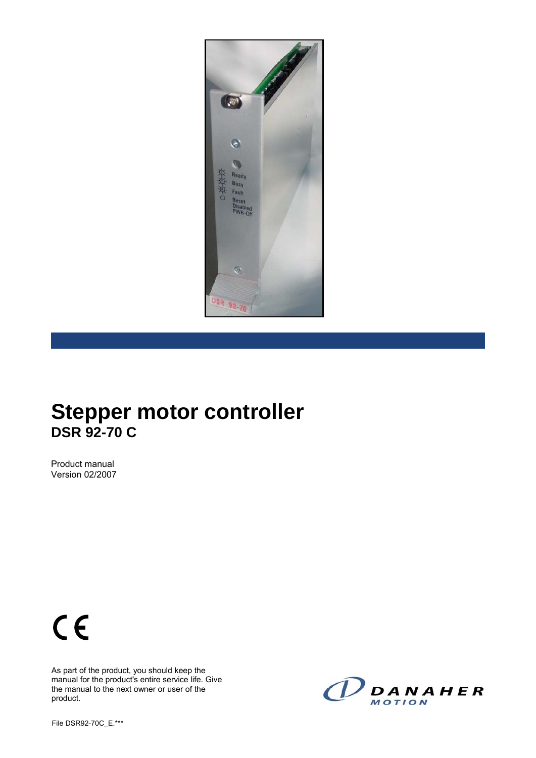# Stepper motor controller

## DSR 92-70 C

Product manual
Version 02/2007

As part of the product, you should keep the manual for the product's entire service life. Give the manual to the next owner or user of the product.

File DSR92-70C_E.***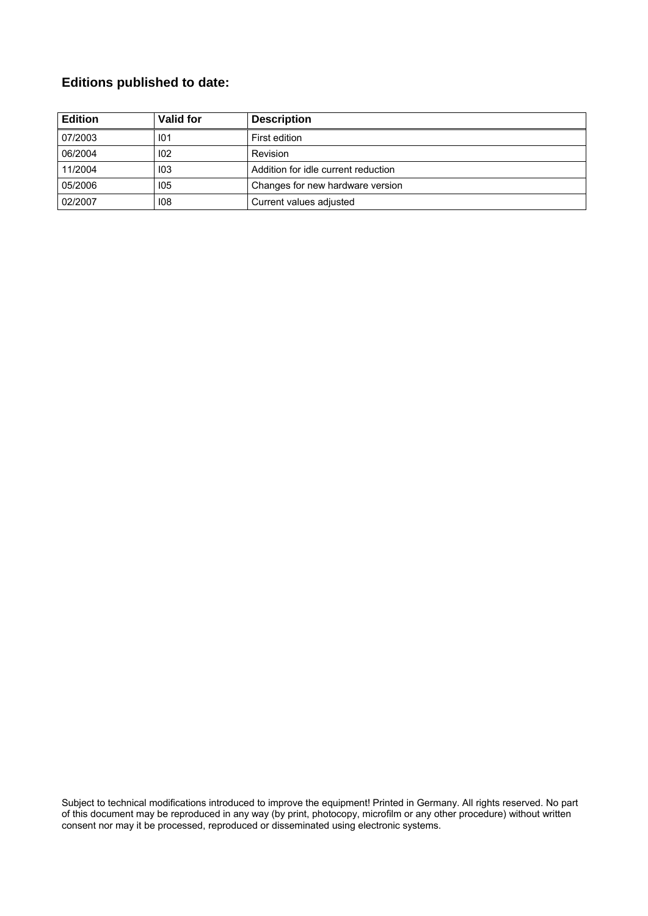## Editions published to date:

| Edition | Valid for | Description |
|---|---|---|
| 07/2003 | I01 | First edition |
| 06/2004 | I02 | Revision |
| 11/2004 | I03 | Addition for idle current reduction |
| 05/2006 | I05 | Changes for new hardware version |
| 02/2007 | I08 | Current values adjusted |

Subject to technical modifications introduced to improve the equipment! Printed in Germany. All rights reserved. No part of this document may be reproduced in any way (by print, photocopy, microfilm or any other procedure) without written consent nor may it be processed, reproduced or disseminated using electronic systems.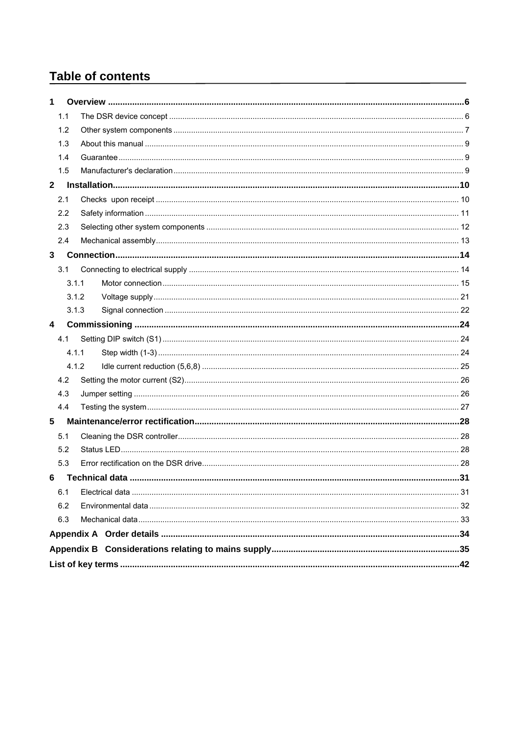# Table of contents

**1 Overview ........................................................................ 6**

- 1.1 The DSR device concept ........................................................................ 6
- 1.2 Other system components ........................................................................ 7
- 1.3 About this manual ........................................................................ 9
- 1.4 Guarantee ........................................................................ 9
- 1.5 Manufacturer's declaration ........................................................................ 9

**2 Installation ........................................................................ 10**

- 2.1 Checks upon receipt ........................................................................ 10
- 2.2 Safety information ........................................................................ 11
- 2.3 Selecting other system components ........................................................................ 12
- 2.4 Mechanical assembly ........................................................................ 13

**3 Connection ........................................................................ 14**

- 3.1 Connecting to electrical supply ........................................................................ 14
  - 3.1.1 Motor connection ........................................................................ 15
  - 3.1.2 Voltage supply ........................................................................ 21
  - 3.1.3 Signal connection ........................................................................ 22

**4 Commissioning ........................................................................ 24**

- 4.1 Setting DIP switch (S1) ........................................................................ 24
  - 4.1.1 Step width (1-3) ........................................................................ 24
  - 4.1.2 Idle current reduction (5,6,8) ........................................................................ 25
- 4.2 Setting the motor current (S2) ........................................................................ 26
- 4.3 Jumper setting ........................................................................ 26
- 4.4 Testing the system ........................................................................ 27

**5 Maintenance/error rectification ........................................................................ 28**

- 5.1 Cleaning the DSR controller ........................................................................ 28
- 5.2 Status LED ........................................................................ 28
- 5.3 Error rectification on the DSR drive ........................................................................ 28

**6 Technical data ........................................................................ 31**

- 6.1 Electrical data ........................................................................ 31
- 6.2 Environmental data ........................................................................ 32
- 6.3 Mechanical data ........................................................................ 33

**Appendix A Order details ........................................................................ 34**

**Appendix B Considerations relating to mains supply ........................................................................ 35**

**List of key terms ........................................................................ 42**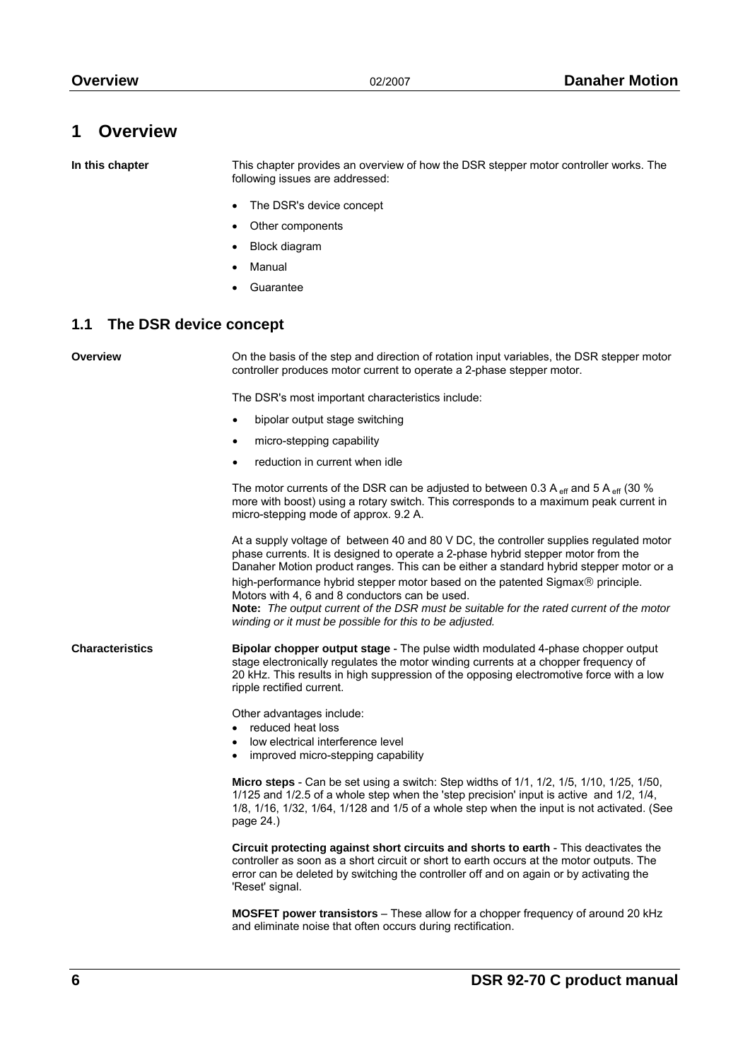# 1 Overview

**In this chapter**

This chapter provides an overview of how the DSR stepper motor controller works. The following issues are addressed:

- The DSR's device concept
- Other components
- Block diagram
- Manual
- Guarantee

## 1.1 The DSR device concept

**Overview**

On the basis of the step and direction of rotation input variables, the DSR stepper motor controller produces motor current to operate a 2-phase stepper motor.

The DSR's most important characteristics include:

- bipolar output stage switching
- micro-stepping capability
- reduction in current when idle

The motor currents of the DSR can be adjusted to between 0.3 $A_{eff}$ and 5 $A_{eff}$ (30 % more with boost) using a rotary switch. This corresponds to a maximum peak current in micro-stepping mode of approx. 9.2 A.

At a supply voltage of between 40 and 80 V DC, the controller supplies regulated motor phase currents. It is designed to operate a 2-phase hybrid stepper motor from the Danaher Motion product ranges. This can be either a standard hybrid stepper motor or a high-performance hybrid stepper motor based on the patented Sigmax® principle. Motors with 4, 6 and 8 conductors can be used.
**Note:** *The output current of the DSR must be suitable for the rated current of the motor winding or it must be possible for this to be adjusted.*

**Characteristics**

**Bipolar chopper output stage** - The pulse width modulated 4-phase chopper output stage electronically regulates the motor winding currents at a chopper frequency of 20 kHz. This results in high suppression of the opposing electromotive force with a low ripple rectified current.

Other advantages include:

- reduced heat loss
- low electrical interference level
- improved micro-stepping capability

**Micro steps** - Can be set using a switch: Step widths of 1/1, 1/2, 1/5, 1/10, 1/25, 1/50, 1/125 and 1/2.5 of a whole step when the 'step precision' input is active and 1/2, 1/4, 1/8, 1/16, 1/32, 1/64, 1/128 and 1/5 of a whole step when the input is not activated. (See page 24.)

**Circuit protecting against short circuits and shorts to earth** - This deactivates the controller as soon as a short circuit or short to earth occurs at the motor outputs. The error can be deleted by switching the controller off and on again or by activating the 'Reset' signal.

**MOSFET power transistors** – These allow for a chopper frequency of around 20 kHz and eliminate noise that often occurs during rectification.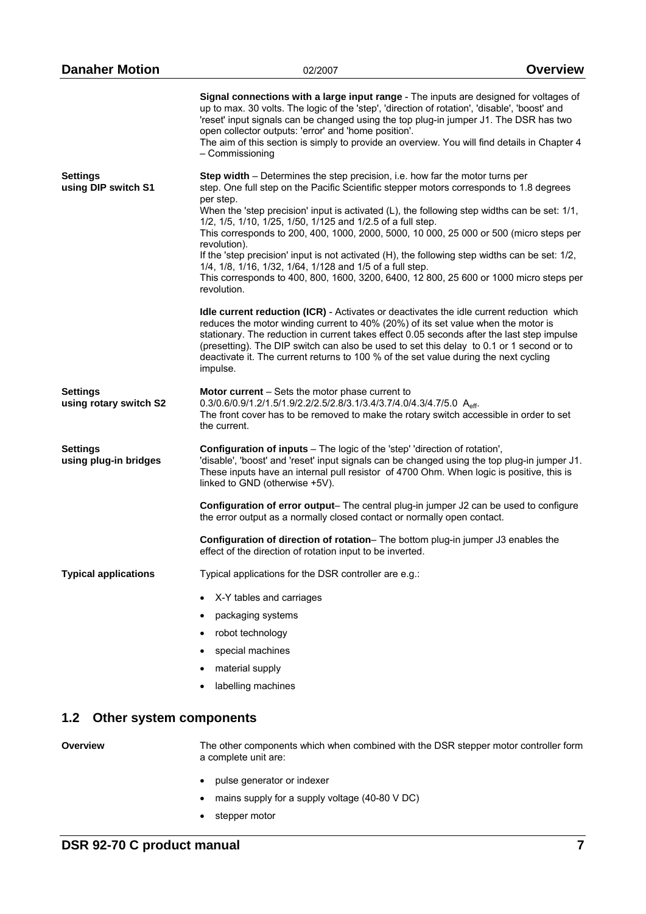**Signal connections with a large input range** - The inputs are designed for voltages of up to max. 30 volts. The logic of the 'step', 'direction of rotation', 'disable', 'boost' and 'reset' input signals can be changed using the top plug-in jumper J1. The DSR has two open collector outputs: 'error' and 'home position'.
The aim of this section is simply to provide an overview. You will find details in Chapter 4 – Commissioning

**Settings using DIP switch S1**

**Step width** – Determines the step precision, i.e. how far the motor turns per step. One full step on the Pacific Scientific stepper motors corresponds to 1.8 degrees per step.
When the 'step precision' input is activated (L), the following step widths can be set: 1/1, 1/2, 1/5, 1/10, 1/25, 1/50, 1/125 and 1/2.5 of a full step.
This corresponds to 200, 400, 1000, 2000, 5000, 10 000, 25 000 or 500 (micro steps per revolution).
If the 'step precision' input is not activated (H), the following step widths can be set: 1/2, 1/4, 1/8, 1/16, 1/32, 1/64, 1/128 and 1/5 of a full step.
This corresponds to 400, 800, 1600, 3200, 6400, 12 800, 25 600 or 1000 micro steps per revolution.

**Idle current reduction (ICR)** - Activates or deactivates the idle current reduction which reduces the motor winding current to 40% (20%) of its set value when the motor is stationary. The reduction in current takes effect 0.05 seconds after the last step impulse (presetting). The DIP switch can also be used to set this delay to 0.1 or 1 second or to deactivate it. The current returns to 100 % of the set value during the next cycling impulse.

**Settings using rotary switch S2**

**Motor current** – Sets the motor phase current to 0.3/0.6/0.9/1.2/1.5/1.9/2.2/2.5/2.8/3.1/3.4/3.7/4.0/4.3/4.7/5.0 $A_{eff}$.
The front cover has to be removed to make the rotary switch accessible in order to set the current.

**Settings using plug-in bridges**

**Configuration of inputs** – The logic of the 'step' 'direction of rotation', 'disable', 'boost' and 'reset' input signals can be changed using the top plug-in jumper J1. These inputs have an internal pull resistor of 4700 Ohm. When logic is positive, this is linked to GND (otherwise +5V).

**Configuration of error output**– The central plug-in jumper J2 can be used to configure the error output as a normally closed contact or normally open contact.

**Configuration of direction of rotation**– The bottom plug-in jumper J3 enables the effect of the direction of rotation input to be inverted.

**Typical applications**

Typical applications for the DSR controller are e.g.:

- X-Y tables and carriages
- packaging systems
- robot technology
- special machines
- material supply
- labelling machines

## 1.2 Other system components

**Overview**

The other components which when combined with the DSR stepper motor controller form a complete unit are:

- pulse generator or indexer
- mains supply for a supply voltage (40-80 V DC)
- stepper motor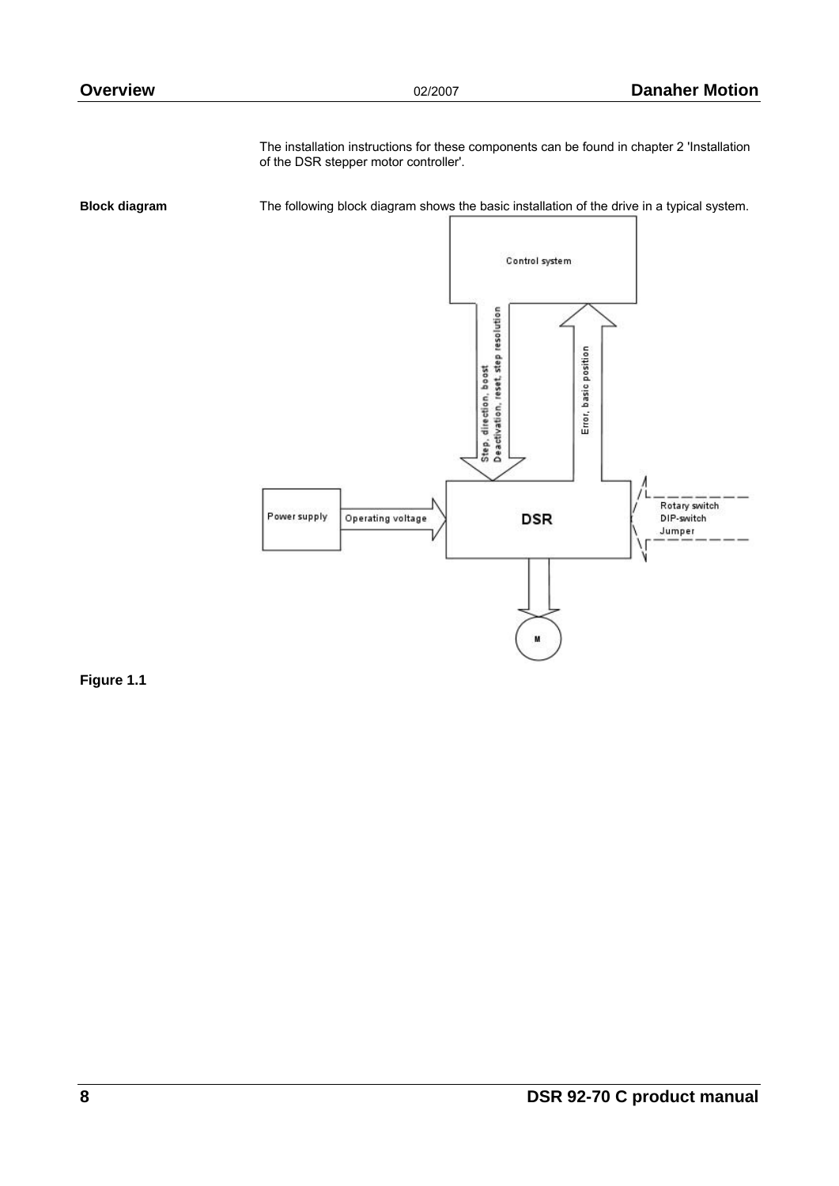The installation instructions for these components can be found in chapter 2 'Installation of the DSR stepper motor controller'.

**Block diagram**

The following block diagram shows the basic installation of the drive in a typical system.

Control system

Step, direction, boost
Deactivation, reset, step resolution

Error, basic position

Power supply

Operating voltage

DSR

Rotary switch
DIP-switch
Jumper

M

**Figure 1.1**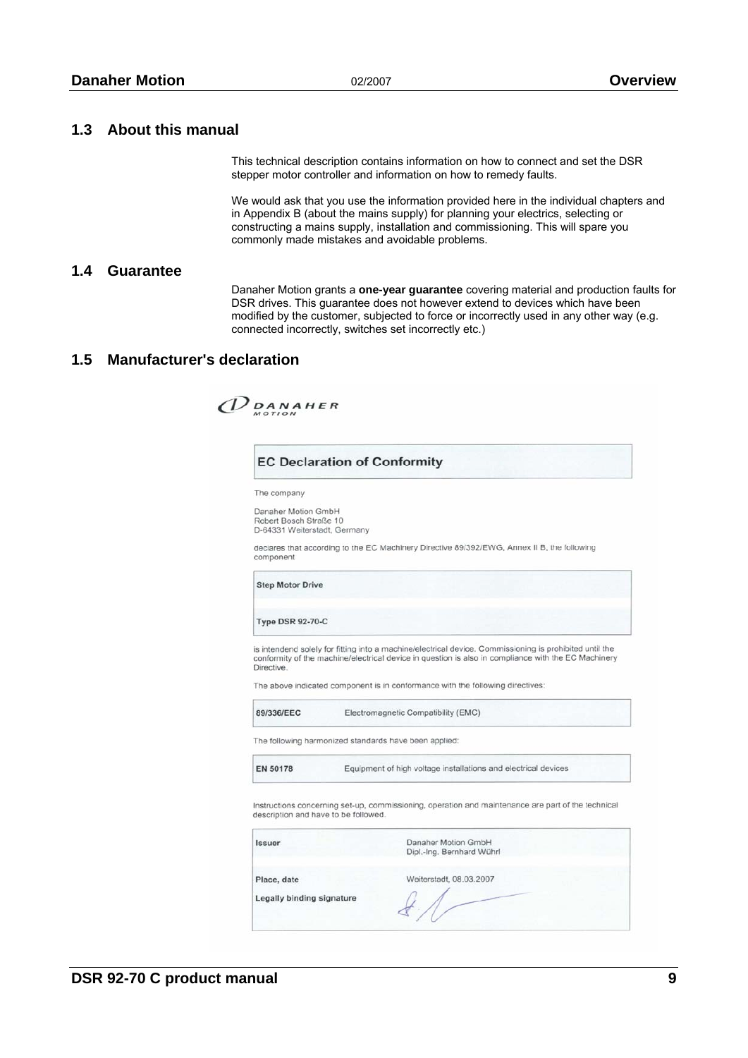## 1.3 About this manual

This technical description contains information on how to connect and set the DSR stepper motor controller and information on how to remedy faults.

We would ask that you use the information provided here in the individual chapters and in Appendix B (about the mains supply) for planning your electrics, selecting or constructing a mains supply, installation and commissioning. This will spare you commonly made mistakes and avoidable problems.

## 1.4 Guarantee

Danaher Motion grants a **one-year guarantee** covering material and production faults for DSR drives. This guarantee does not however extend to devices which have been modified by the customer, subjected to force or incorrectly used in any other way (e.g. connected incorrectly, switches set incorrectly etc.)

## 1.5 Manufacturer's declaration

DANAHER MOTION

### EC Declaration of Conformity

The company

Danaher Motion GmbH
Robert Bosch Straße 10
D-64331 Weiterstadt, Germany

declares that according to the EC Machinery Directive 89/392/EWG, Annex II B, the following component

| **Step Motor Drive** |
|---|
| **Type DSR 92-70-C** |

is intendend solely for fitting into a machine/electrical device. Commissioning is prohibited until the conformity of the machine/electrical device in question is also in compliance with the EC Machinery Directive.

The above indicated component is in conformance with the following directives:

| **89/336/EEC** | Electromagnetic Compatibility (EMC) |
|---|---|

The following harmonized standards have been applied:

| **EN 50178** | Equipment of high voltage installations and electrical devices |
|---|---|

Instructions concerning set-up, commissioning, operation and maintenance are part of the technical description and have to be followed.

| **Issuer** | Danaher Motion GmbH<br>Dipl.-Ing. Bernhard Wührl |
|---|---|
| **Place, date** | Weiterstadt, 08.03.2007 |
| **Legally binding signature** | |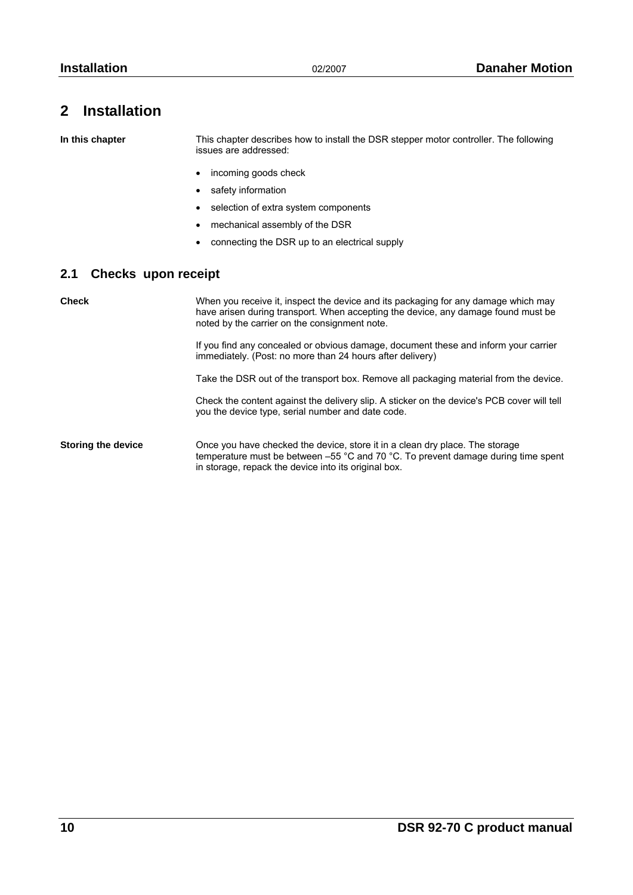# 2 Installation

**In this chapter**

This chapter describes how to install the DSR stepper motor controller. The following issues are addressed:

- incoming goods check
- safety information
- selection of extra system components
- mechanical assembly of the DSR
- connecting the DSR up to an electrical supply

## 2.1 Checks upon receipt

**Check**

When you receive it, inspect the device and its packaging for any damage which may have arisen during transport. When accepting the device, any damage found must be noted by the carrier on the consignment note.

If you find any concealed or obvious damage, document these and inform your carrier immediately. (Post: no more than 24 hours after delivery)

Take the DSR out of the transport box. Remove all packaging material from the device.

Check the content against the delivery slip. A sticker on the device's PCB cover will tell you the device type, serial number and date code.

**Storing the device**

Once you have checked the device, store it in a clean dry place. The storage temperature must be between –55 °C and 70 °C. To prevent damage during time spent in storage, repack the device into its original box.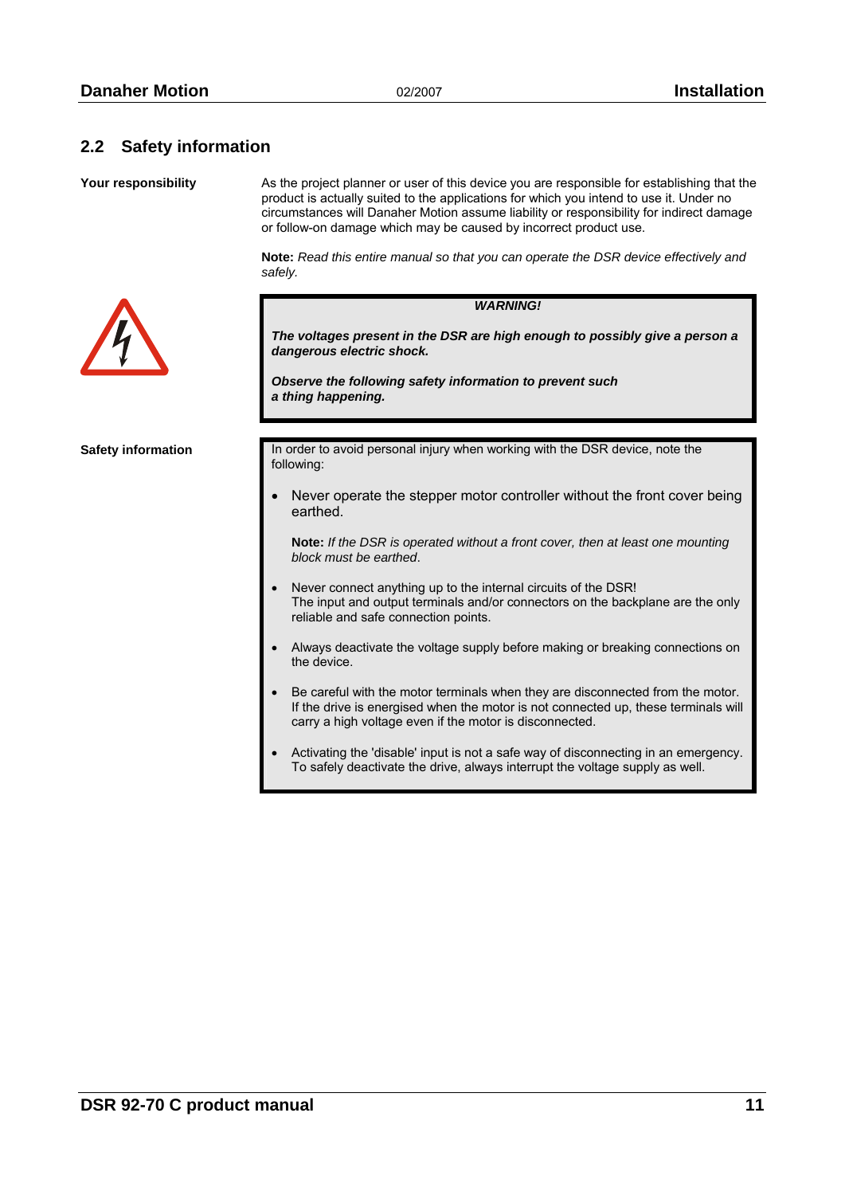## 2.2 Safety information

**Your responsibility**

As the project planner or user of this device you are responsible for establishing that the product is actually suited to the applications for which you intend to use it. Under no circumstances will Danaher Motion assume liability or responsibility for indirect damage or follow-on damage which may be caused by incorrect product use.

**Note:** *Read this entire manual so that you can operate the DSR device effectively and safely.*

> ***WARNING!***
>
> ***The voltages present in the DSR are high enough to possibly give a person a dangerous electric shock.***
>
> ***Observe the following safety information to prevent such a thing happening.***

**Safety information**

In order to avoid personal injury when working with the DSR device, note the following:

- Never operate the stepper motor controller without the front cover being earthed.

  **Note:** *If the DSR is operated without a front cover, then at least one mounting block must be earthed*.

- Never connect anything up to the internal circuits of the DSR!
  The input and output terminals and/or connectors on the backplane are the only reliable and safe connection points.

- Always deactivate the voltage supply before making or breaking connections on the device.

- Be careful with the motor terminals when they are disconnected from the motor. If the drive is energised when the motor is not connected up, these terminals will carry a high voltage even if the motor is disconnected.

- Activating the 'disable' input is not a safe way of disconnecting in an emergency. To safely deactivate the drive, always interrupt the voltage supply as well.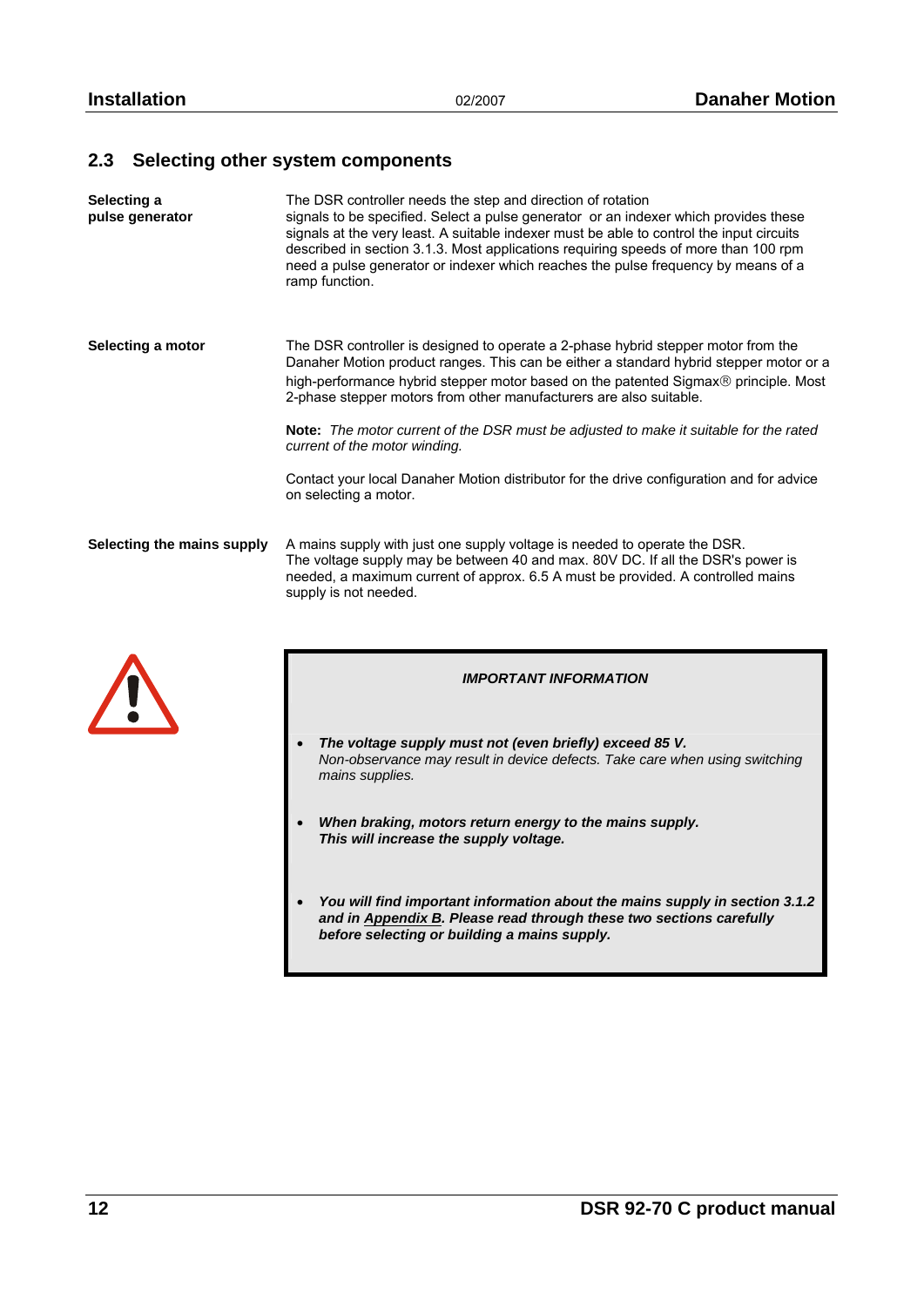## 2.3 Selecting other system components

**Selecting a pulse generator**

The DSR controller needs the step and direction of rotation signals to be specified. Select a pulse generator or an indexer which provides these signals at the very least. A suitable indexer must be able to control the input circuits described in section 3.1.3. Most applications requiring speeds of more than 100 rpm need a pulse generator or indexer which reaches the pulse frequency by means of a ramp function.

**Selecting a motor**

The DSR controller is designed to operate a 2-phase hybrid stepper motor from the Danaher Motion product ranges. This can be either a standard hybrid stepper motor or a high-performance hybrid stepper motor based on the patented Sigmax® principle. Most 2-phase stepper motors from other manufacturers are also suitable.

**Note:** *The motor current of the DSR must be adjusted to make it suitable for the rated current of the motor winding.*

Contact your local Danaher Motion distributor for the drive configuration and for advice on selecting a motor.

**Selecting the mains supply**

A mains supply with just one supply voltage is needed to operate the DSR. The voltage supply may be between 40 and max. 80V DC. If all the DSR's power is needed, a maximum current of approx. 6.5 A must be provided. A controlled mains supply is not needed.

***IMPORTANT INFORMATION***

- ***The voltage supply must not (even briefly) exceed 85 V.***
  *Non-observance may result in device defects. Take care when using switching mains supplies.*
- ***When braking, motors return energy to the mains supply. This will increase the supply voltage.***
- ***You will find important information about the mains supply in section 3.1.2 and in Appendix B. Please read through these two sections carefully before selecting or building a mains supply.***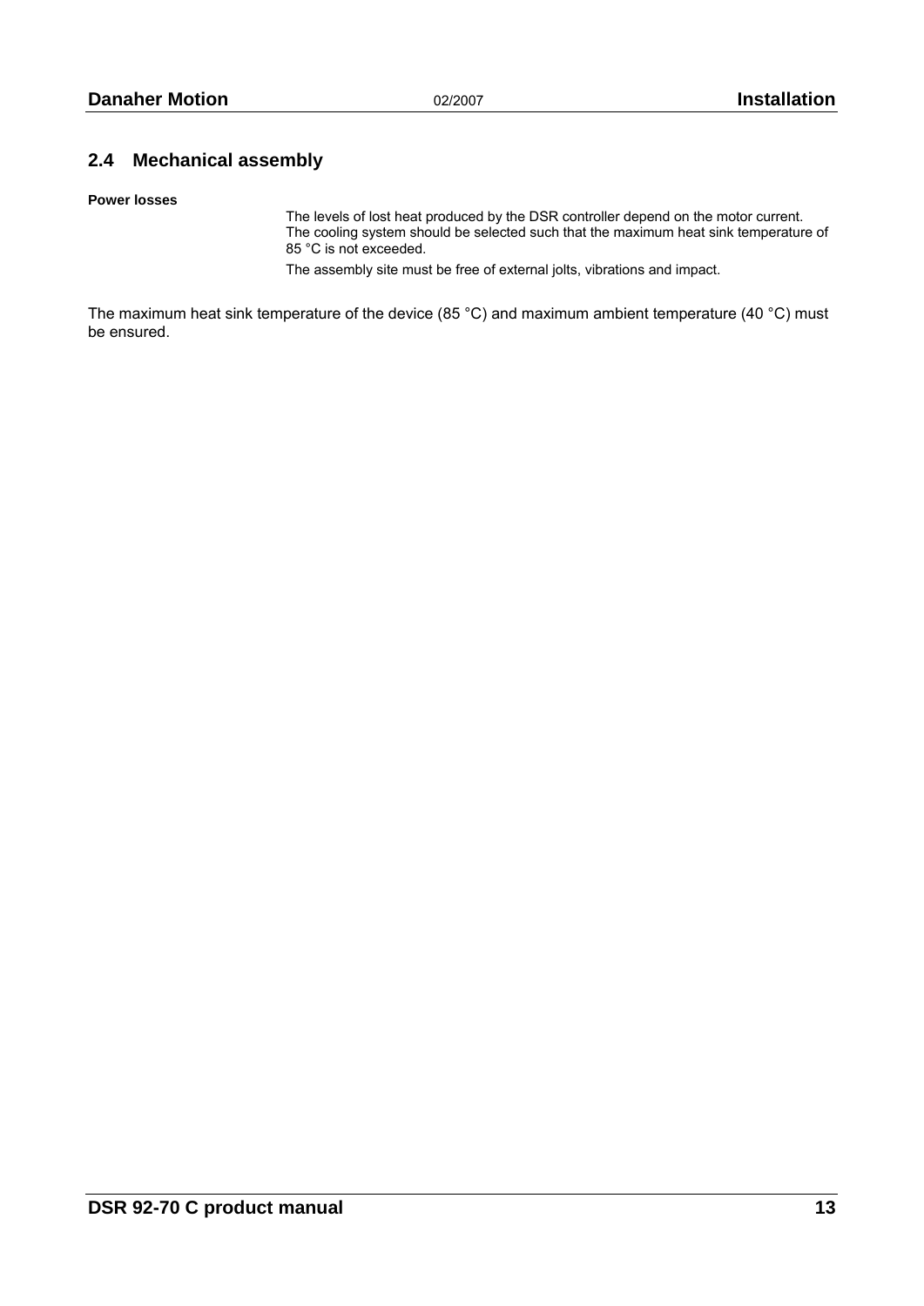## 2.4 Mechanical assembly

**Power losses**

The levels of lost heat produced by the DSR controller depend on the motor current. The cooling system should be selected such that the maximum heat sink temperature of 85 °C is not exceeded.

The assembly site must be free of external jolts, vibrations and impact.

The maximum heat sink temperature of the device (85 °C) and maximum ambient temperature (40 °C) must be ensured.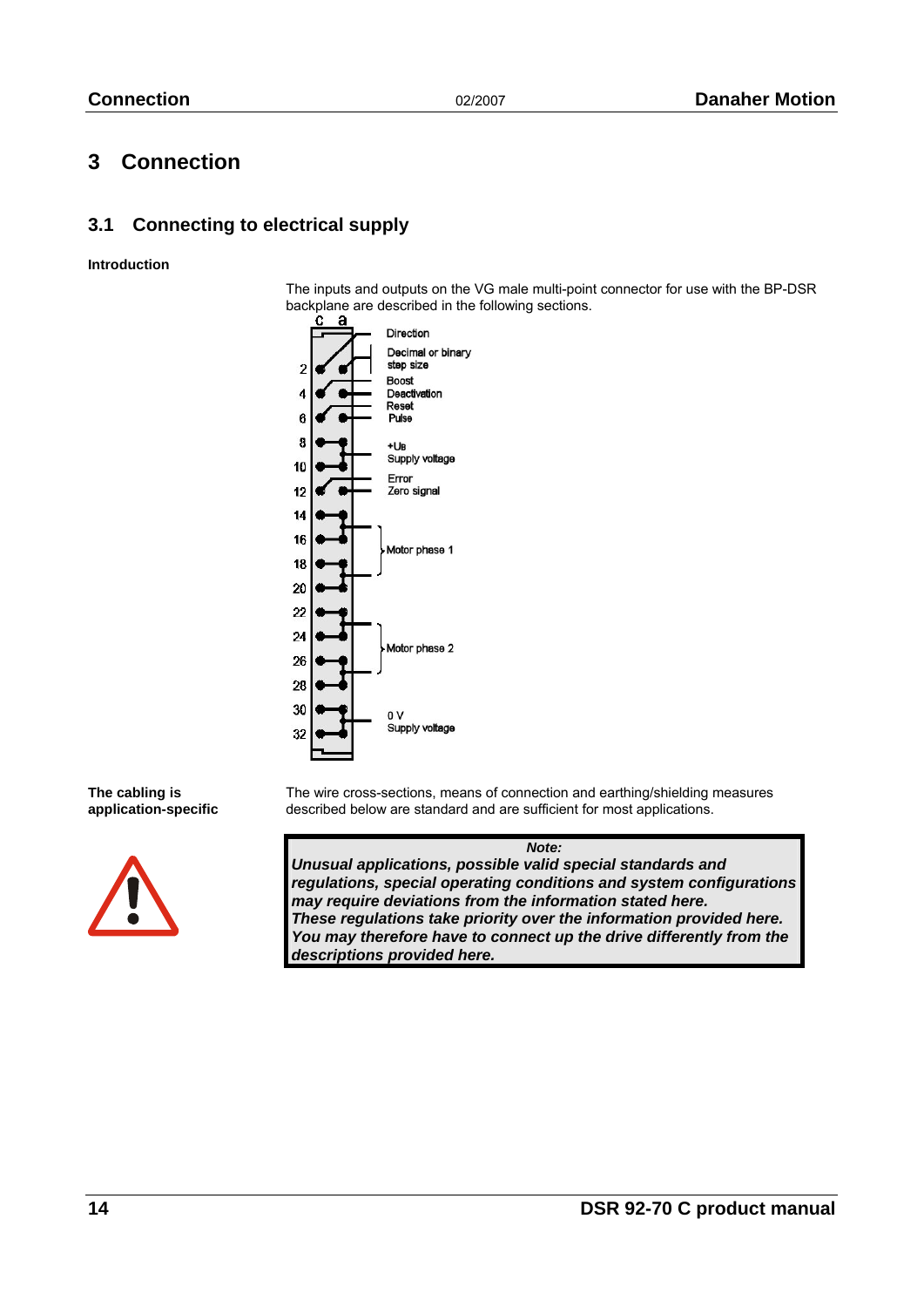# 3 Connection

## 3.1 Connecting to electrical supply

**Introduction**

The inputs and outputs on the VG male multi-point connector for use with the BP-DSR backplane are described in the following sections.

| Pin (c / a) | Signal |
|---|---|
| | Direction |
| 2 | Decimal or binary step size |
| 4 | Boost |
| 4 | Deactivation |
| 6 | Reset |
| 6 | Pulse |
| 8, 10 | +Ub Supply voltage |
| 12 | Error |
| 12 | Zero signal |
| 14, 16, 18, 20 | Motor phase 1 |
| 22, 24, 26, 28 | Motor phase 2 |
| 30, 32 | 0 V Supply voltage |

**The cabling is application-specific**

The wire cross-sections, means of connection and earthing/shielding measures described below are standard and are sufficient for most applications.

> ***Note:***
> ***Unusual applications, possible valid special standards and regulations, special operating conditions and system configurations may require deviations from the information stated here.***
> ***These regulations take priority over the information provided here.***
> ***You may therefore have to connect up the drive differently from the descriptions provided here.***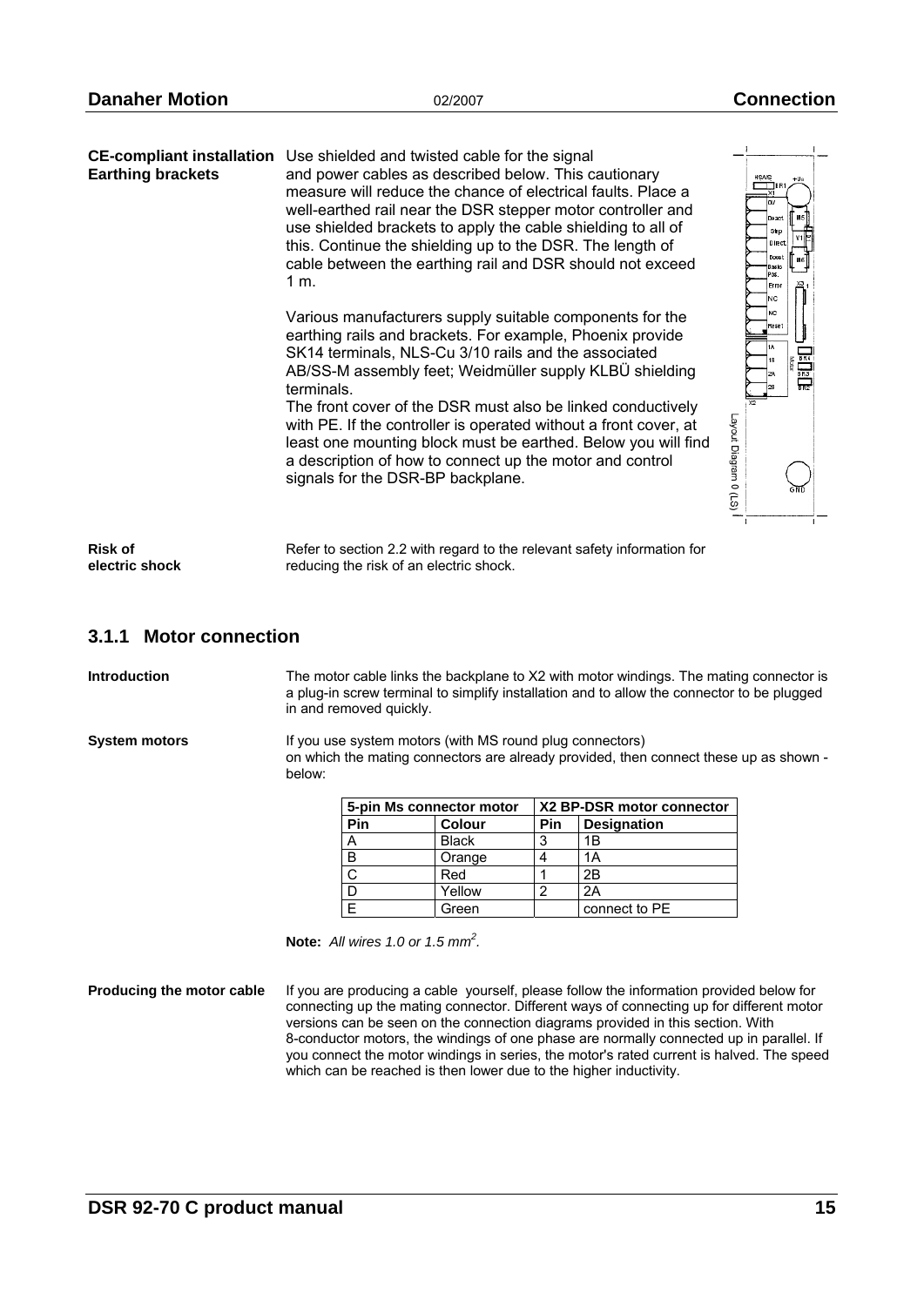**CE-compliant installation**
**Earthing brackets**

Use shielded and twisted cable for the signal and power cables as described below. This cautionary measure will reduce the chance of electrical faults. Place a well-earthed rail near the DSR stepper motor controller and use shielded brackets to apply the cable shielding to all of this. Continue the shielding up to the DSR. The length of cable between the earthing rail and DSR should not exceed 1 m.

Various manufacturers supply suitable components for the earthing rails and brackets. For example, Phoenix provide SK14 terminals, NLS-Cu 3/10 rails and the associated AB/SS-M assembly feet; Weidmüller supply KLBÜ shielding terminals.
The front cover of the DSR must also be linked conductively with PE. If the controller is operated without a front cover, at least one mounting block must be earthed. Below you will find a description of how to connect up the motor and control signals for the DSR-BP backplane.

Layout Diagram 0 (LS)

**Risk of electric shock**

Refer to section 2.2 with regard to the relevant safety information for reducing the risk of an electric shock.

### 3.1.1 Motor connection

**Introduction**

The motor cable links the backplane to X2 with motor windings. The mating connector is a plug-in screw terminal to simplify installation and to allow the connector to be plugged in and removed quickly.

**System motors**

If you use system motors (with MS round plug connectors) on which the mating connectors are already provided, then connect these up as shown - below:

| 5-pin Ms connector motor | | X2 BP-DSR motor connector | |
|---|---|---|---|
| Pin | Colour | Pin | Designation |
| A | Black | 3 | 1B |
| B | Orange | 4 | 1A |
| C | Red | 1 | 2B |
| D | Yellow | 2 | 2A |
| E | Green | | connect to PE |

**Note:** *All wires 1.0 or 1.5 mm$^2$.*

**Producing the motor cable**

If you are producing a cable yourself, please follow the information provided below for connecting up the mating connector. Different ways of connecting up for different motor versions can be seen on the connection diagrams provided in this section. With 8-conductor motors, the windings of one phase are normally connected up in parallel. If you connect the motor windings in series, the motor's rated current is halved. The speed which can be reached is then lower due to the higher inductivity.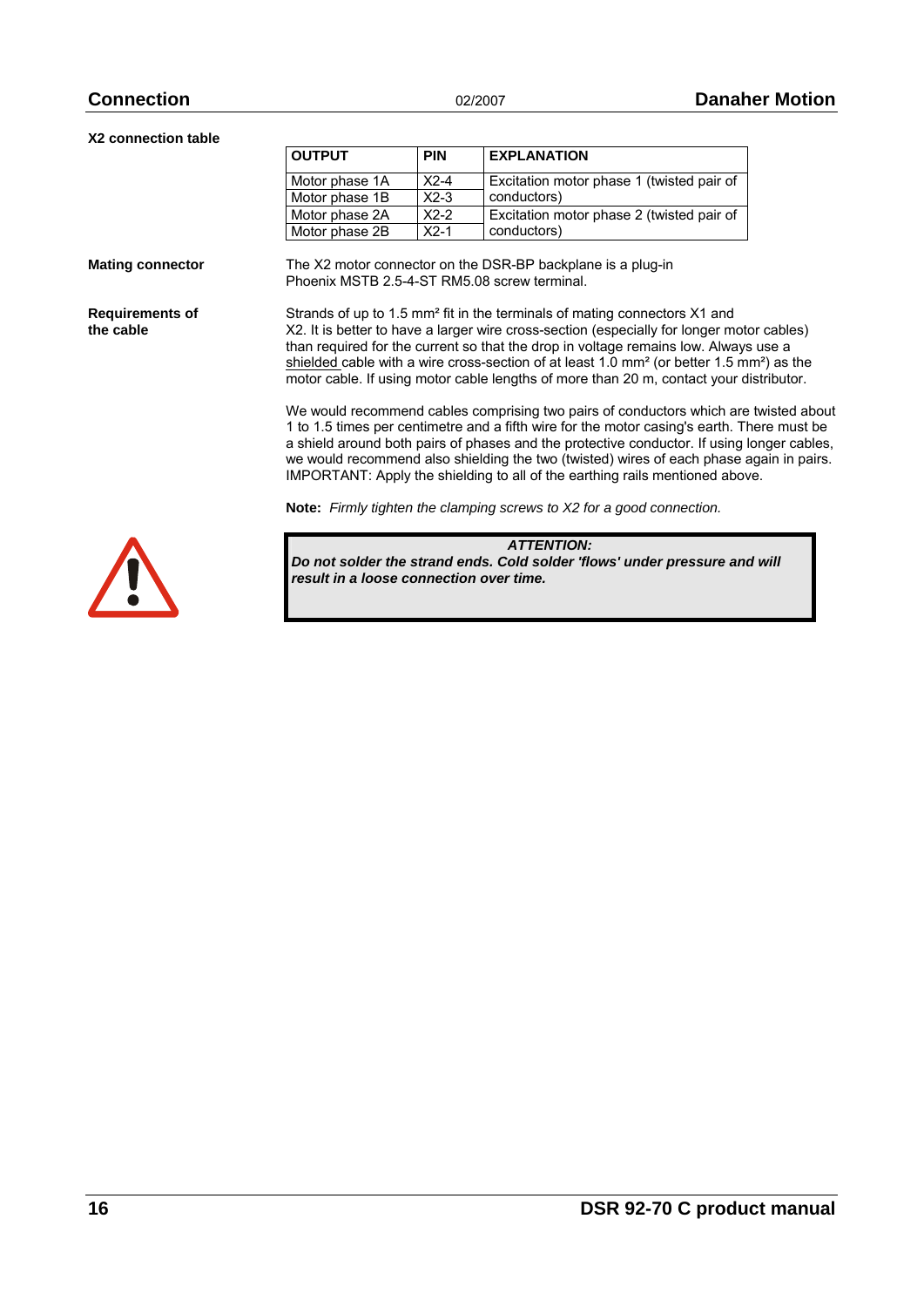### X2 connection table

| OUTPUT | PIN | EXPLANATION |
|---|---|---|
| Motor phase 1A | X2-4 | Excitation motor phase 1 (twisted pair of conductors) |
| Motor phase 1B | X2-3 | |
| Motor phase 2A | X2-2 | Excitation motor phase 2 (twisted pair of conductors) |
| Motor phase 2B | X2-1 | |

### Mating connector

The X2 motor connector on the DSR-BP backplane is a plug-in Phoenix MSTB 2.5-4-ST RM5.08 screw terminal.

### Requirements of the cable

Strands of up to 1.5 mm² fit in the terminals of mating connectors X1 and X2. It is better to have a larger wire cross-section (especially for longer motor cables) than required for the current so that the drop in voltage remains low. Always use a shielded cable with a wire cross-section of at least 1.0 mm² (or better 1.5 mm²) as the motor cable. If using motor cable lengths of more than 20 m, contact your distributor.

We would recommend cables comprising two pairs of conductors which are twisted about 1 to 1.5 times per centimetre and a fifth wire for the motor casing's earth. There must be a shield around both pairs of phases and the protective conductor. If using longer cables, we would recommend also shielding the two (twisted) wires of each phase again in pairs. IMPORTANT: Apply the shielding to all of the earthing rails mentioned above.

**Note:** *Firmly tighten the clamping screws to X2 for a good connection.*

> ***ATTENTION:***
> ***Do not solder the strand ends. Cold solder 'flows' under pressure and will result in a loose connection over time.***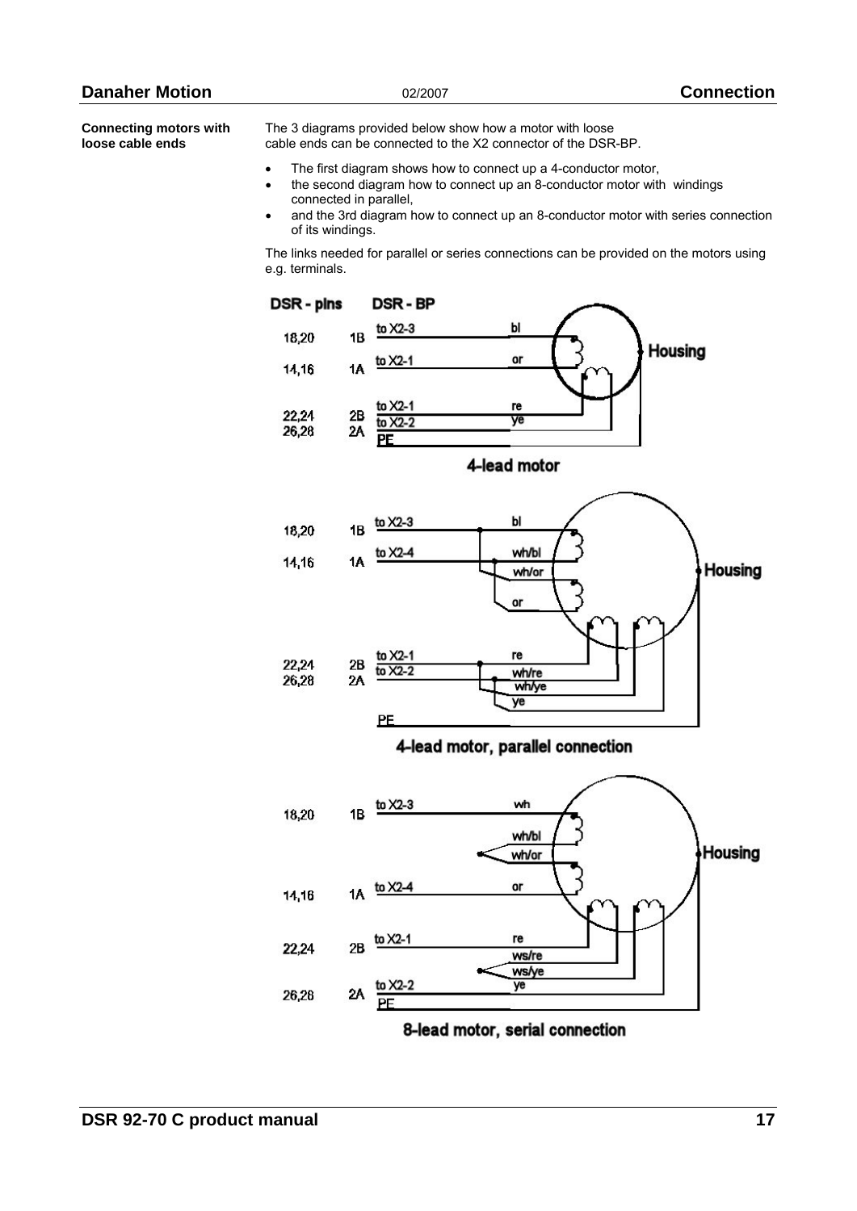**Connecting motors with loose cable ends**

The 3 diagrams provided below show how a motor with loose cable ends can be connected to the X2 connector of the DSR-BP.

- The first diagram shows how to connect up a 4-conductor motor,
- the second diagram how to connect up an 8-conductor motor with windings connected in parallel,
- and the 3rd diagram how to connect up an 8-conductor motor with series connection of its windings.

The links needed for parallel or series connections can be provided on the motors using e.g. terminals.

DSR - pins | DSR - BP

18,20 1B to X2-3 bl
14,16 1A to X2-1 or
22,24 2B to X2-1 re
26,28 2A to X2-2 ye
PE
Housing

4-lead motor

18,20 1B to X2-3 bl
14,16 1A to X2-4 wh/bl
wh/or
or
22,24 2B to X2-1 re
26,28 2A to X2-2 wh/re
wh/ye
ye
PE
Housing

4-lead motor, parallel connection

18,20 1B to X2-3 wh
wh/bl
wh/or
14,16 1A to X2-4 or
22,24 2B to X2-1 re
ws/re
ws/ye
26,28 2A to X2-2 ye
PE
Housing

8-lead motor, serial connection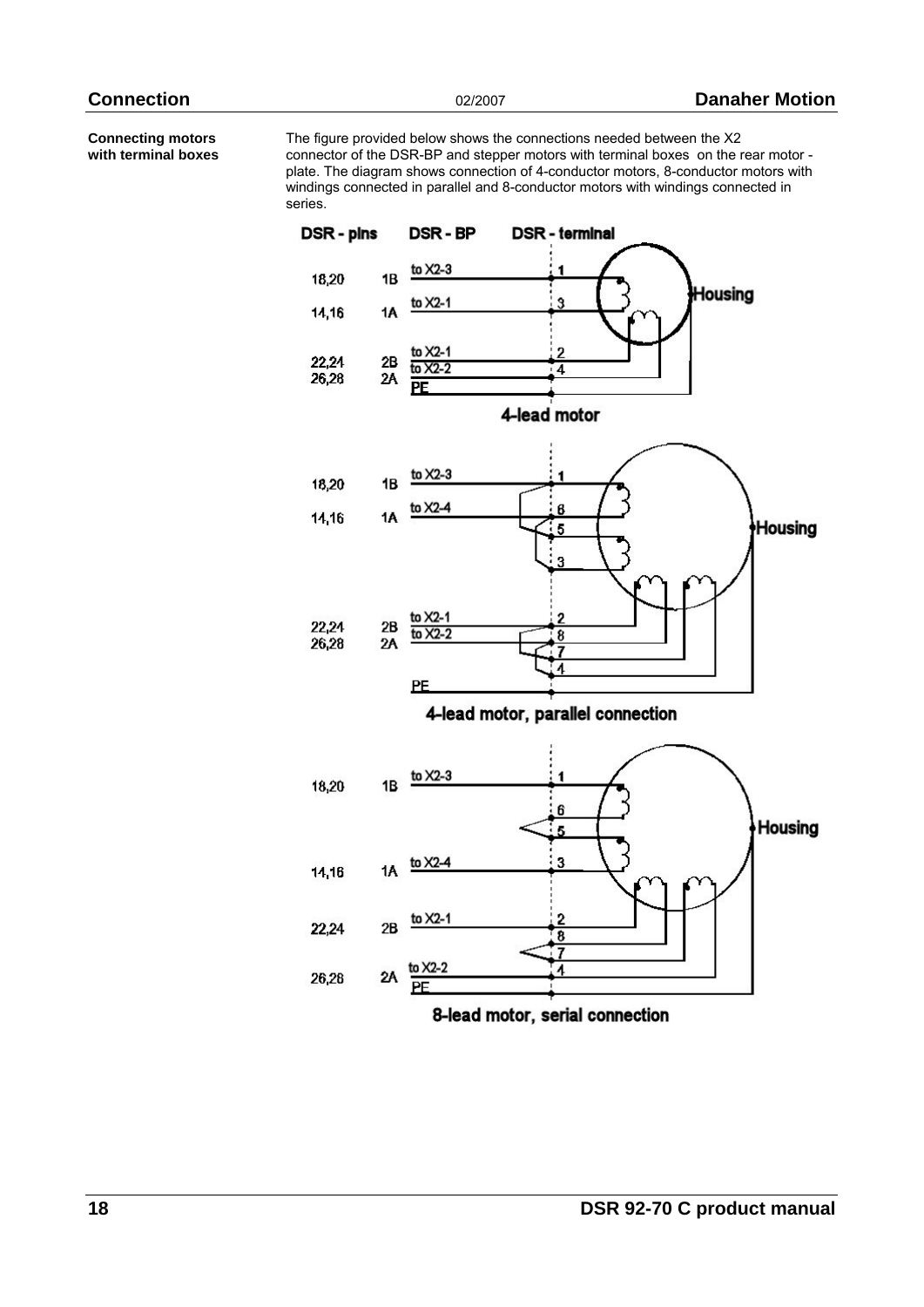**Connecting motors with terminal boxes**

The figure provided below shows the connections needed between the X2 connector of the DSR-BP and stepper motors with terminal boxes on the rear motor - plate. The diagram shows connection of 4-conductor motors, 8-conductor motors with windings connected in parallel and 8-conductor motors with windings connected in series.

**4-lead motor**

| DSR - pins | DSR - BP | | DSR - terminal |
|---|---|---|---|
| 18,20 | 1B | to X2-3 | 1 |
| 14,16 | 1A | to X2-1 | 3 |
| 22,24 | 2B | to X2-1 | 2 |
| 26,28 | 2A | to X2-2 | 4 |
| | | PE | Housing |

**4-lead motor, parallel connection**

| DSR - pins | DSR - BP | | DSR - terminal |
|---|---|---|---|
| 18,20 | 1B | to X2-3 | 1, 5 |
| 14,16 | 1A | to X2-4 | 6, 3 |
| 22,24 | 2B | to X2-1 | 2, 7 |
| 26,28 | 2A | to X2-2 | 8, 4 |
| | | PE | Housing |

**8-lead motor, serial connection**

| DSR - pins | DSR - BP | | DSR - terminal |
|---|---|---|---|
| 18,20 | 1B | to X2-3 | 1 |
| | | | 6 – 5 (bridged) |
| 14,16 | 1A | to X2-4 | 3 |
| 22,24 | 2B | to X2-1 | 2 |
| | | | 8 – 7 (bridged) |
| 26,28 | 2A | to X2-2 | 4 |
| | | PE | Housing |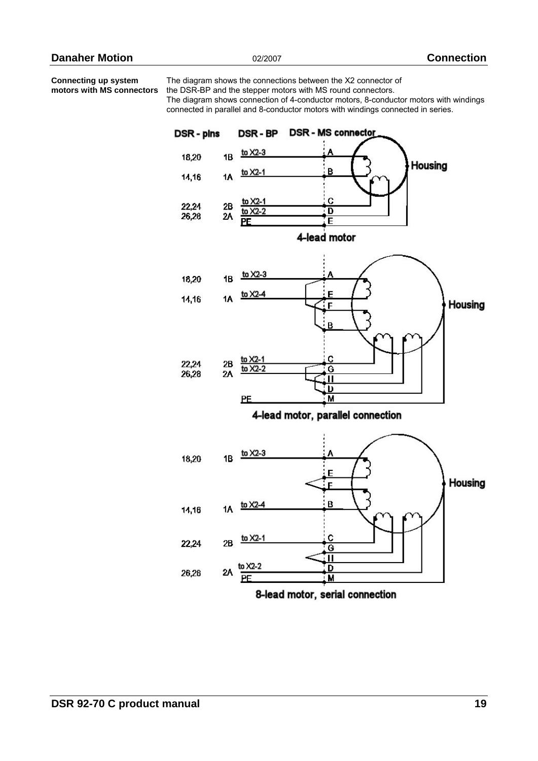**Connecting up system motors with MS connectors**

The diagram shows the connections between the X2 connector of the DSR-BP and the stepper motors with MS round connectors.
The diagram shows connection of 4-conductor motors, 8-conductor motors with windings connected in parallel and 8-conductor motors with windings connected in series.

DSR - pins | DSR - BP | DSR - MS connector

18,20 | 1B | to X2-3 | A
14,16 | 1A | to X2-1 | B
22,24 | 2B | to X2-1 | C
26,28 | 2A | to X2-2 | D
PE | E
Housing

4-lead motor

18,20 | 1B | to X2-3 | A
14,16 | 1A | to X2-4 | E
F
B
22,24 | 2B | to X2-1 | C
26,28 | 2A | to X2-2 | G
H
D
PE | M
Housing

4-lead motor, parallel connection

18,20 | 1B | to X2-3 | A
E
F
14,16 | 1A | to X2-4 | B
22,24 | 2B | to X2-1 | C
G
H
26,28 | 2A | to X2-2 | D
PE | M
Housing

8-lead motor, serial connection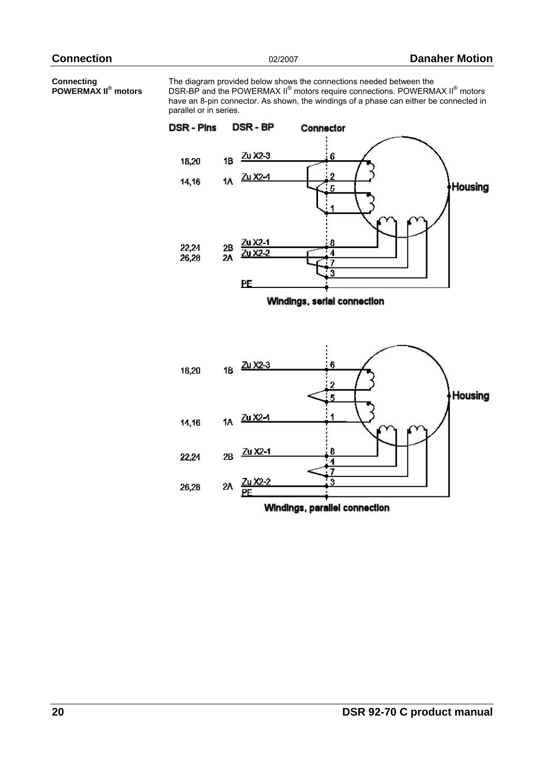## Connecting POWERMAX II® motors

The diagram provided below shows the connections needed between the DSR-BP and the POWERMAX II® motors require connections. POWERMAX II® motors have an 8-pin connector. As shown, the windings of a phase can either be connected in parallel or in series.

**Windings, serial connection**

**Windings, parallel connection**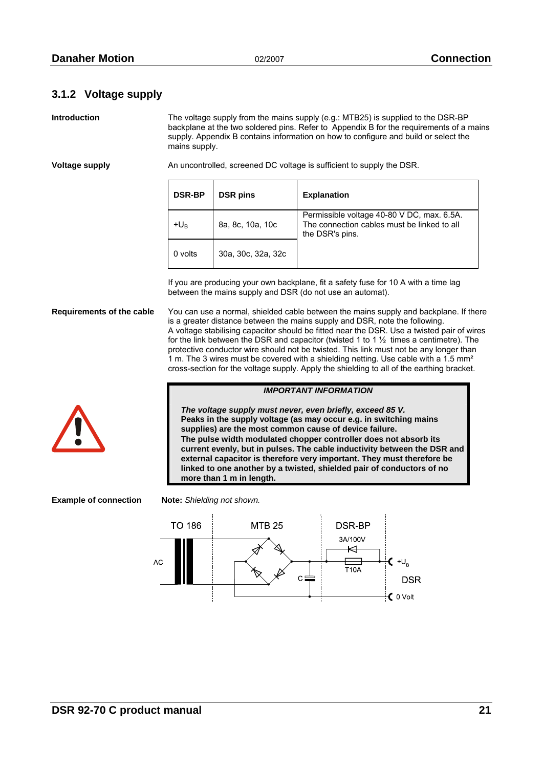## 3.1.2 Voltage supply

**Introduction**

The voltage supply from the mains supply (e.g.: MTB25) is supplied to the DSR-BP backplane at the two soldered pins. Refer to Appendix B for the requirements of a mains supply. Appendix B contains information on how to configure and build or select the mains supply.

**Voltage supply**

An uncontrolled, screened DC voltage is sufficient to supply the DSR.

| DSR-BP | DSR pins | Explanation |
|---|---|---|
| $+U_B$ | 8a, 8c, 10a, 10c | Permissible voltage 40-80 V DC, max. 6.5A. The connection cables must be linked to all the DSR's pins. |
| 0 volts | 30a, 30c, 32a, 32c | |

If you are producing your own backplane, fit a safety fuse for 10 A with a time lag between the mains supply and DSR (do not use an automat).

**Requirements of the cable**

You can use a normal, shielded cable between the mains supply and backplane. If there is a greater distance between the mains supply and DSR, note the following.
A voltage stabilising capacitor should be fitted near the DSR. Use a twisted pair of wires for the link between the DSR and capacitor (twisted 1 to 1 ½ times a centimetre). The protective conductor wire should not be twisted. This link must not be any longer than 1 m. The 3 wires must be covered with a shielding netting. Use cable with a 1.5 mm² cross-section for the voltage supply. Apply the shielding to all of the earthing bracket.

***IMPORTANT INFORMATION***

***The voltage supply must never, even briefly, exceed 85 V.***
**Peaks in the supply voltage (as may occur e.g. in switching mains supplies) are the most common cause of device failure.**
**The pulse width modulated chopper controller does not absorb its current evenly, but in pulses. The cable inductivity between the DSR and external capacitor is therefore very important. They must therefore be linked to one another by a twisted, shielded pair of conductors of no more than 1 m in length.**

**Example of connection**

**Note:** *Shielding not shown.*

TO 186 | MTB 25 | DSR-BP | AC | C | 3A/100V | T10A | $+U_B$ | DSR | 0 Volt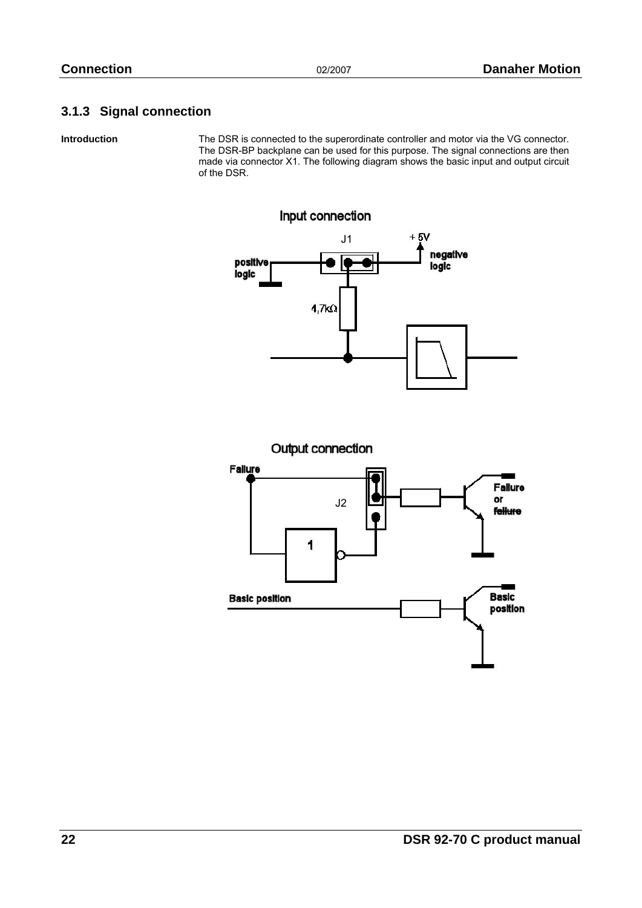### 3.1.3 Signal connection

**Introduction**

The DSR is connected to the superordinate controller and motor via the VG connector. The DSR-BP backplane can be used for this purpose. The signal connections are then made via connector X1. The following diagram shows the basic input and output circuit of the DSR.

Input connection

J1 | +5V | positive logic | negative logic | 4,7kΩ

Output connection

Failure | J2 | 1 | Failure or failure | Basic position | Basic position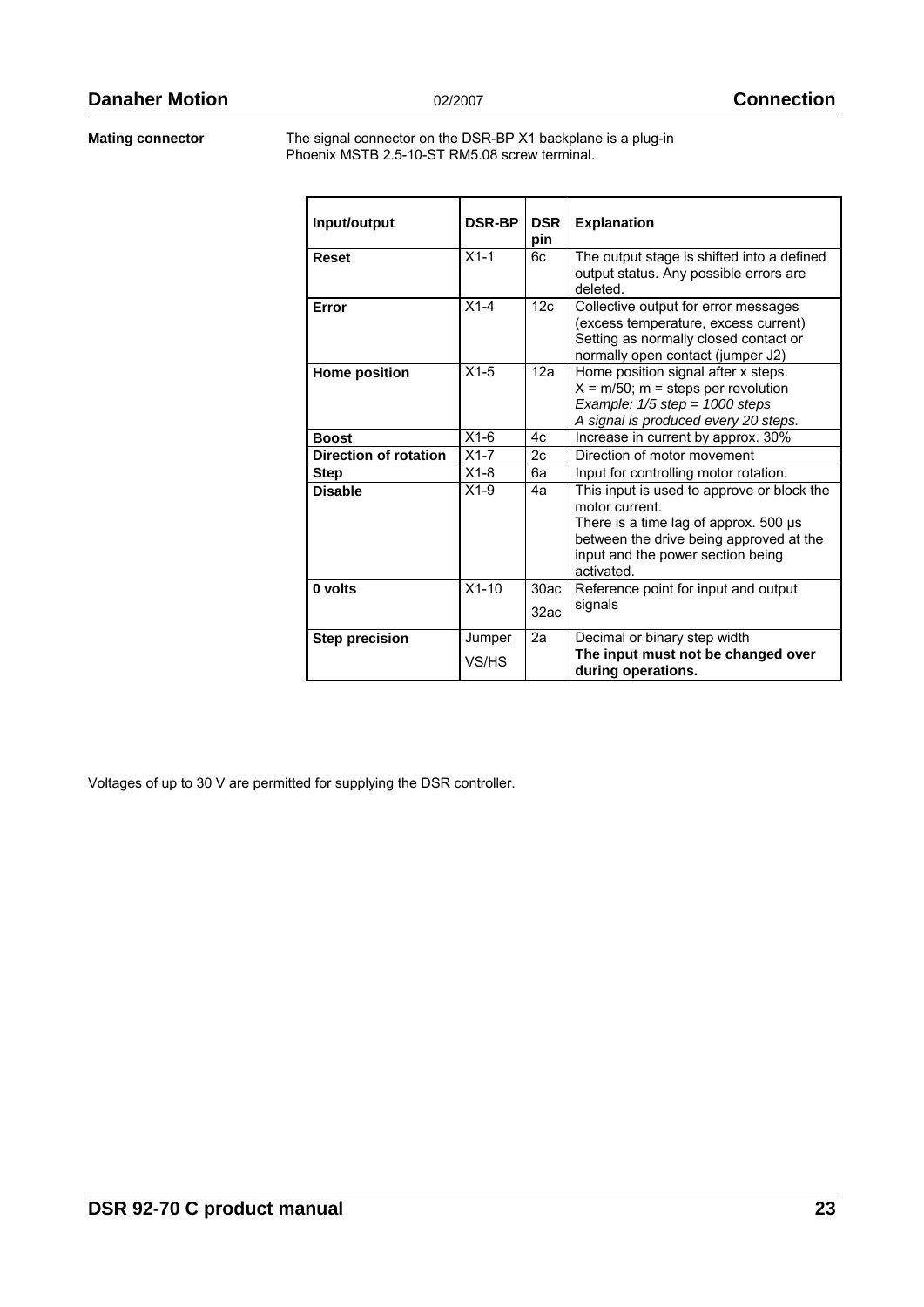**Mating connector**

The signal connector on the DSR-BP X1 backplane is a plug-in Phoenix MSTB 2.5-10-ST RM5.08 screw terminal.

| Input/output | DSR-BP | DSR pin | Explanation |
|---|---|---|---|
| **Reset** | X1-1 | 6c | The output stage is shifted into a defined output status. Any possible errors are deleted. |
| **Error** | X1-4 | 12c | Collective output for error messages (excess temperature, excess current) Setting as normally closed contact or normally open contact (jumper J2) |
| **Home position** | X1-5 | 12a | Home position signal after x steps. X = m/50; m = steps per revolution *Example: 1/5 step = 1000 steps* *A signal is produced every 20 steps.* |
| **Boost** | X1-6 | 4c | Increase in current by approx. 30% |
| **Direction of rotation** | X1-7 | 2c | Direction of motor movement |
| **Step** | X1-8 | 6a | Input for controlling motor rotation. |
| **Disable** | X1-9 | 4a | This input is used to approve or block the motor current. There is a time lag of approx. 500 µs between the drive being approved at the input and the power section being activated. |
| **0 volts** | X1-10 | 30ac 32ac | Reference point for input and output signals |
| **Step precision** | Jumper VS/HS | 2a | Decimal or binary step width **The input must not be changed over during operations.** |

Voltages of up to 30 V are permitted for supplying the DSR controller.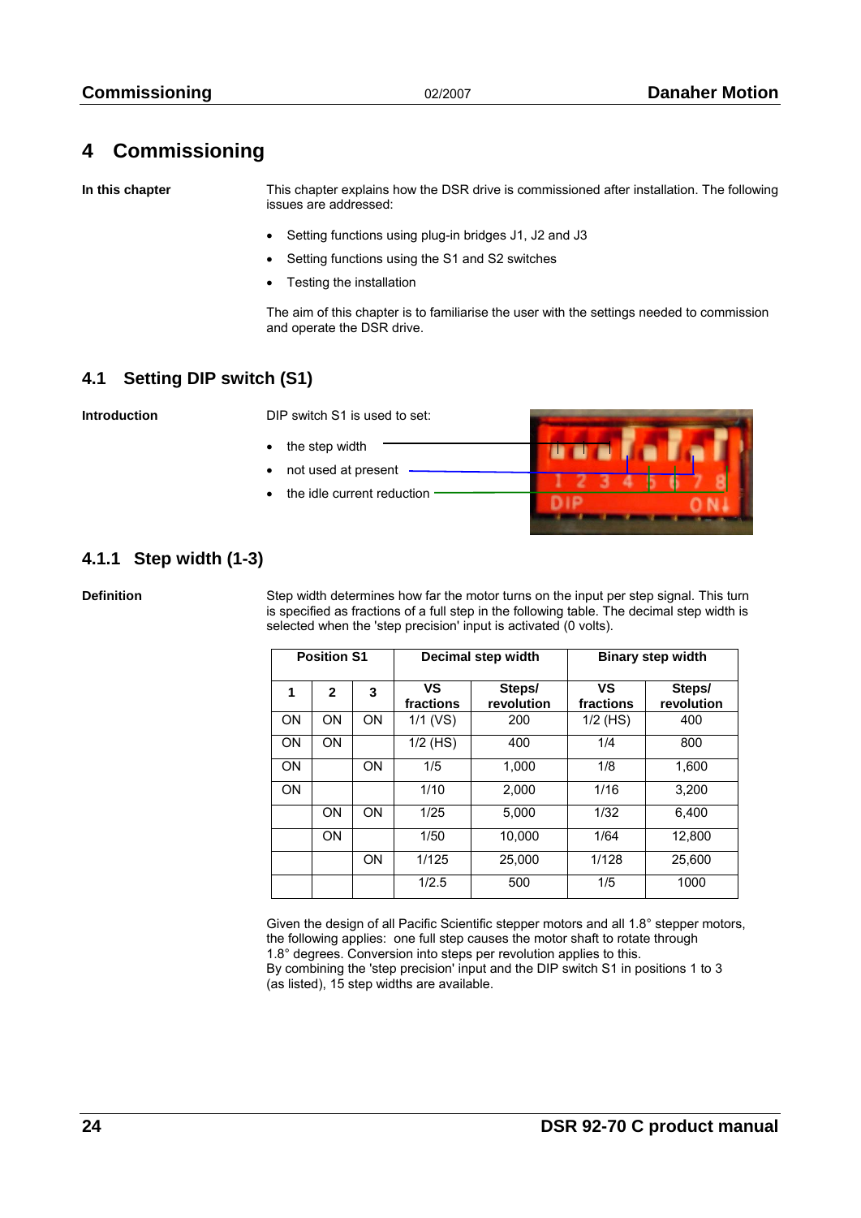# 4 Commissioning

**In this chapter**

This chapter explains how the DSR drive is commissioned after installation. The following issues are addressed:

- Setting functions using plug-in bridges J1, J2 and J3
- Setting functions using the S1 and S2 switches
- Testing the installation

The aim of this chapter is to familiarise the user with the settings needed to commission and operate the DSR drive.

## 4.1 Setting DIP switch (S1)

**Introduction**

DIP switch S1 is used to set:

- the step width
- not used at present
- the idle current reduction

### 4.1.1 Step width (1-3)

**Definition**

Step width determines how far the motor turns on the input per step signal. This turn is specified as fractions of a full step in the following table. The decimal step width is selected when the 'step precision' input is activated (0 volts).

| Position S1 | | | Decimal step width | | Binary step width | |
|---|---|---|---|---|---|---|
| 1 | 2 | 3 | VS fractions | Steps/ revolution | VS fractions | Steps/ revolution |
| ON | ON | ON | 1/1 (VS) | 200 | 1/2 (HS) | 400 |
| ON | ON | | 1/2 (HS) | 400 | 1/4 | 800 |
| ON | | ON | 1/5 | 1,000 | 1/8 | 1,600 |
| ON | | | 1/10 | 2,000 | 1/16 | 3,200 |
| | ON | ON | 1/25 | 5,000 | 1/32 | 6,400 |
| | ON | | 1/50 | 10,000 | 1/64 | 12,800 |
| | | ON | 1/125 | 25,000 | 1/128 | 25,600 |
| | | | 1/2.5 | 500 | 1/5 | 1000 |

Given the design of all Pacific Scientific stepper motors and all 1.8° stepper motors, the following applies: one full step causes the motor shaft to rotate through 1.8° degrees. Conversion into steps per revolution applies to this.
By combining the 'step precision' input and the DIP switch S1 in positions 1 to 3 (as listed), 15 step widths are available.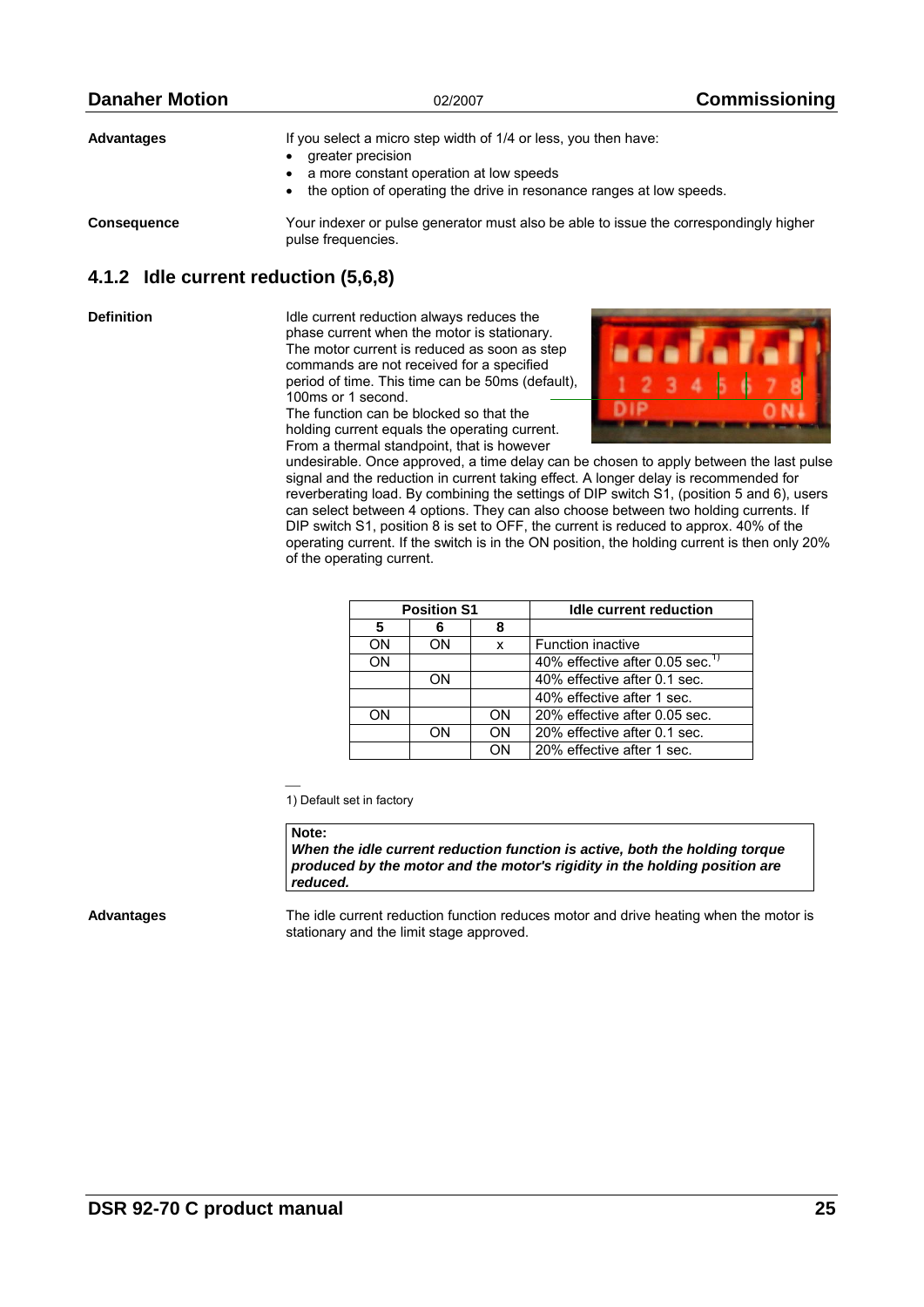**Advantages**

If you select a micro step width of 1/4 or less, you then have:

- greater precision
- a more constant operation at low speeds
- the option of operating the drive in resonance ranges at low speeds.

**Consequence**

Your indexer or pulse generator must also be able to issue the correspondingly higher pulse frequencies.

### 4.1.2 Idle current reduction (5,6,8)

**Definition**

Idle current reduction always reduces the phase current when the motor is stationary. The motor current is reduced as soon as step commands are not received for a specified period of time. This time can be 50ms (default), 100ms or 1 second.
The function can be blocked so that the holding current equals the operating current.
From a thermal standpoint, that is however undesirable. Once approved, a time delay can be chosen to apply between the last pulse signal and the reduction in current taking effect. A longer delay is recommended for reverberating load. By combining the settings of DIP switch S1, (position 5 and 6), users can select between 4 options. They can also choose between two holding currents. If DIP switch S1, position 8 is set to OFF, the current is reduced to approx. 40% of the operating current. If the switch is in the ON position, the holding current is then only 20% of the operating current.

| Position S1 | | | Idle current reduction |
|---|---|---|---|
| 5 | 6 | 8 | |
| ON | ON | x | Function inactive |
| ON | | | 40% effective after 0.05 sec.[1] |
| | ON | | 40% effective after 0.1 sec. |
| | | | 40% effective after 1 sec. |
| ON | | ON | 20% effective after 0.05 sec. |
| | ON | ON | 20% effective after 0.1 sec. |
| | | ON | 20% effective after 1 sec. |

1) Default set in factory

> **Note:**
> ***When the idle current reduction function is active, both the holding torque produced by the motor and the motor's rigidity in the holding position are reduced.***

**Advantages**

The idle current reduction function reduces motor and drive heating when the motor is stationary and the limit stage approved.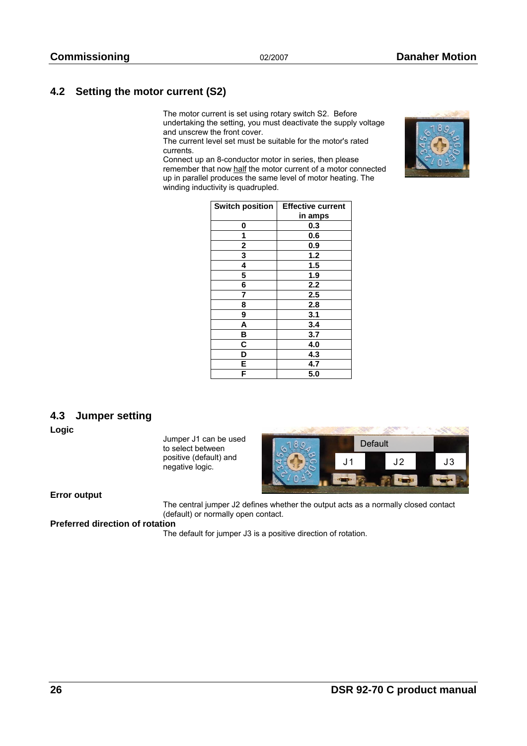## 4.2 Setting the motor current (S2)

The motor current is set using rotary switch S2. Before undertaking the setting, you must deactivate the supply voltage and unscrew the front cover.
The current level set must be suitable for the motor's rated currents.
Connect up an 8-conductor motor in series, then please remember that now half the motor current of a motor connected up in parallel produces the same level of motor heating. The winding inductivity is quadrupled.

| Switch position | Effective current in amps |
|---|---|
| 0 | 0.3 |
| 1 | 0.6 |
| 2 | 0.9 |
| 3 | 1.2 |
| 4 | 1.5 |
| 5 | 1.9 |
| 6 | 2.2 |
| 7 | 2.5 |
| 8 | 2.8 |
| 9 | 3.1 |
| A | 3.4 |
| B | 3.7 |
| C | 4.0 |
| D | 4.3 |
| E | 4.7 |
| F | 5.0 |

## 4.3 Jumper setting

**Logic**

Jumper J1 can be used to select between positive (default) and negative logic.

**Error output**

The central jumper J2 defines whether the output acts as a normally closed contact (default) or normally open contact.

**Preferred direction of rotation**

The default for jumper J3 is a positive direction of rotation.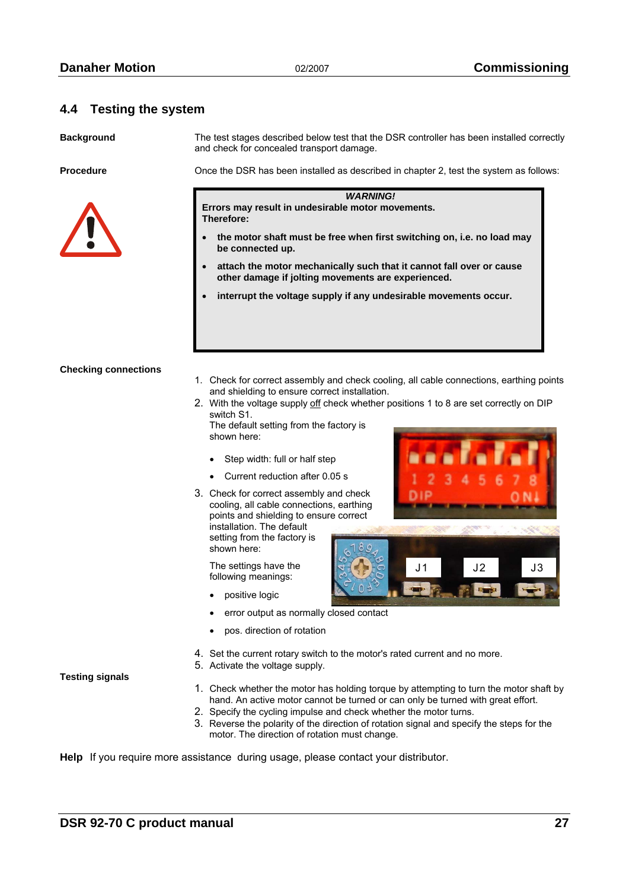## 4.4 Testing the system

**Background**

The test stages described below test that the DSR controller has been installed correctly and check for concealed transport damage.

**Procedure**

Once the DSR has been installed as described in chapter 2, test the system as follows:

> ***WARNING!***
>
> **Errors may result in undesirable motor movements.**
> **Therefore:**
>
> - **the motor shaft must be free when first switching on, i.e. no load may be connected up.**
> - **attach the motor mechanically such that it cannot fall over or cause other damage if jolting movements are experienced.**
> - **interrupt the voltage supply if any undesirable movements occur.**

**Checking connections**

1. Check for correct assembly and check cooling, all cable connections, earthing points and shielding to ensure correct installation.
2. With the voltage supply off check whether positions 1 to 8 are set correctly on DIP switch S1.
   The default setting from the factory is shown here:
   - Step width: full or half step
   - Current reduction after 0.05 s
3. Check for correct assembly and check cooling, all cable connections, earthing points and shielding to ensure correct installation. The default setting from the factory is shown here:

   The settings have the following meanings:
   - positive logic
   - error output as normally closed contact
   - pos. direction of rotation
4. Set the current rotary switch to the motor's rated current and no more.
5. Activate the voltage supply.

**Testing signals**

1. Check whether the motor has holding torque by attempting to turn the motor shaft by hand. An active motor cannot be turned or can only be turned with great effort.
2. Specify the cycling impulse and check whether the motor turns.
3. Reverse the polarity of the direction of rotation signal and specify the steps for the motor. The direction of rotation must change.

**Help** If you require more assistance during usage, please contact your distributor.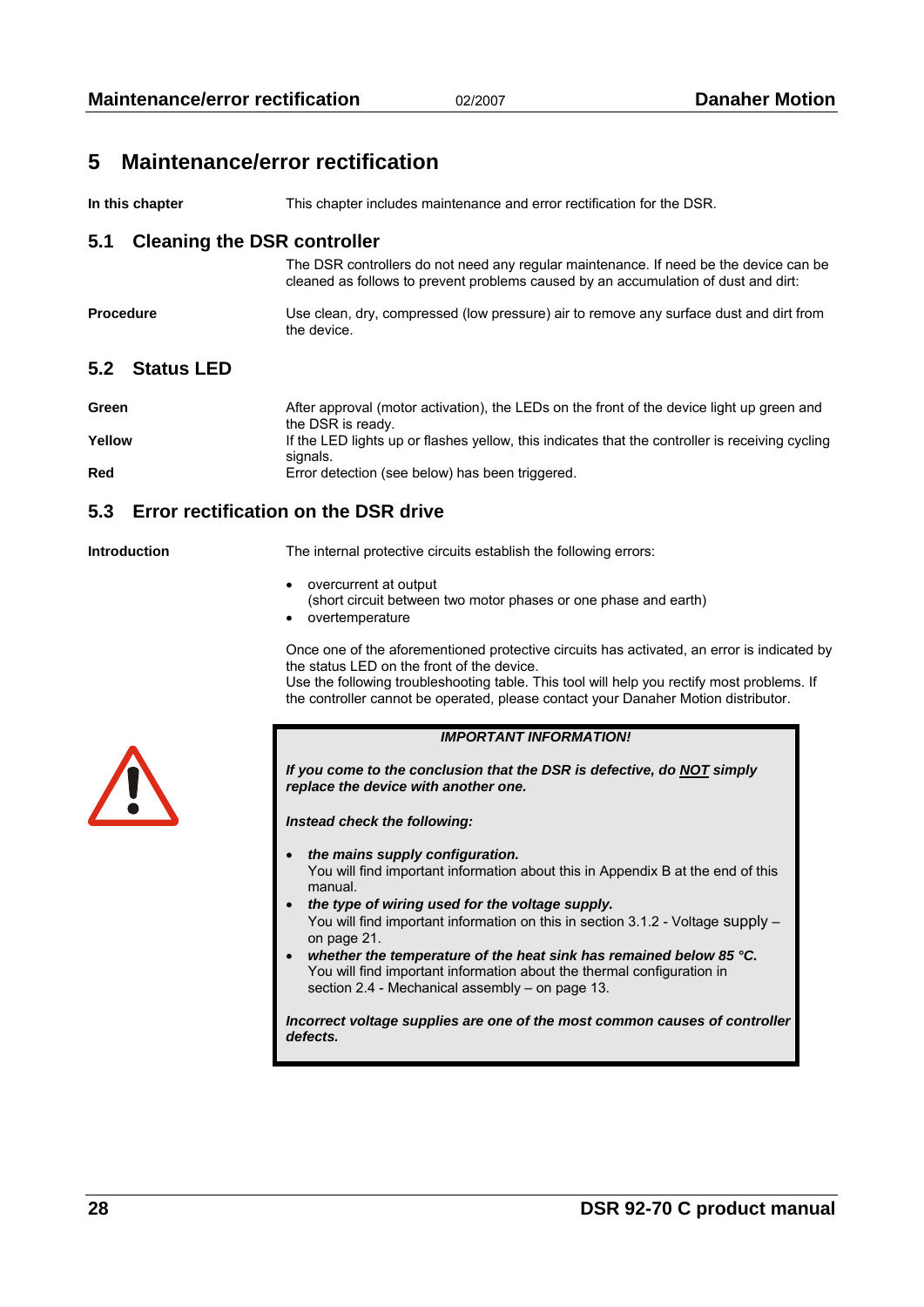# 5 Maintenance/error rectification

**In this chapter** This chapter includes maintenance and error rectification for the DSR.

## 5.1 Cleaning the DSR controller

The DSR controllers do not need any regular maintenance. If need be the device can be cleaned as follows to prevent problems caused by an accumulation of dust and dirt:

**Procedure** Use clean, dry, compressed (low pressure) air to remove any surface dust and dirt from the device.

## 5.2 Status LED

**Green** After approval (motor activation), the LEDs on the front of the device light up green and the DSR is ready.

**Yellow** If the LED lights up or flashes yellow, this indicates that the controller is receiving cycling signals.

**Red** Error detection (see below) has been triggered.

## 5.3 Error rectification on the DSR drive

**Introduction** The internal protective circuits establish the following errors:

- overcurrent at output
  (short circuit between two motor phases or one phase and earth)
- overtemperature

Once one of the aforementioned protective circuits has activated, an error is indicated by the status LED on the front of the device.
Use the following troubleshooting table. This tool will help you rectify most problems. If the controller cannot be operated, please contact your Danaher Motion distributor.

> ***IMPORTANT INFORMATION!***
>
> ***If you come to the conclusion that the DSR is defective, do <u>NOT</u> simply replace the device with another one.***
>
> ***Instead check the following:***
>
> - ***the mains supply configuration.***
>   You will find important information about this in Appendix B at the end of this manual.
> - ***the type of wiring used for the voltage supply.***
>   You will find important information on this in section 3.1.2 - Voltage supply – on page 21.
> - ***whether the temperature of the heat sink has remained below 85 °C.***
>   You will find important information about the thermal configuration in section 2.4 - Mechanical assembly – on page 13.
>
> ***Incorrect voltage supplies are one of the most common causes of controller defects.***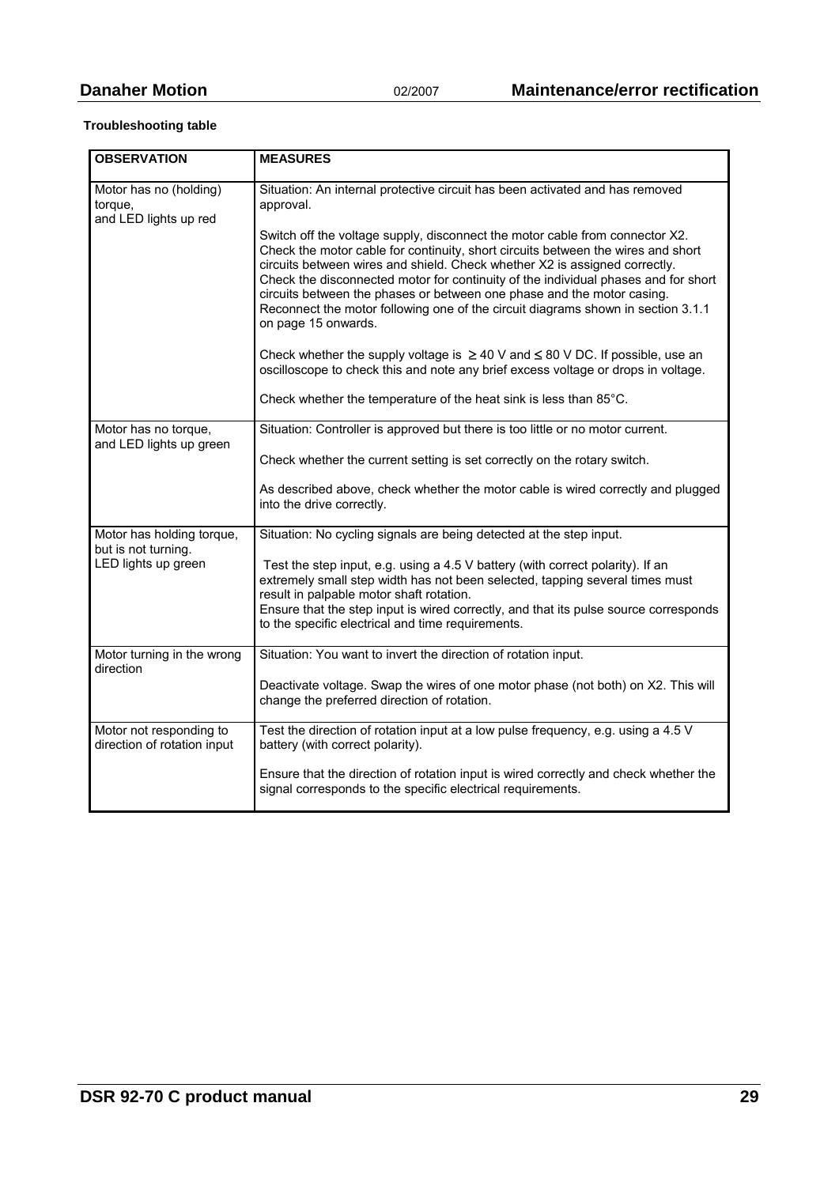**Troubleshooting table**

| OBSERVATION | MEASURES |
|---|---|
| Motor has no (holding) torque, and LED lights up red | Situation: An internal protective circuit has been activated and has removed approval.<br><br>Switch off the voltage supply, disconnect the motor cable from connector X2. Check the motor cable for continuity, short circuits between the wires and short circuits between wires and shield. Check whether X2 is assigned correctly. Check the disconnected motor for continuity of the individual phases and for short circuits between the phases or between one phase and the motor casing. Reconnect the motor following one of the circuit diagrams shown in section 3.1.1 on page 15 onwards.<br><br>Check whether the supply voltage is $\geq$ 40 V and $\leq$ 80 V DC. If possible, use an oscilloscope to check this and note any brief excess voltage or drops in voltage.<br><br>Check whether the temperature of the heat sink is less than 85°C. |
| Motor has no torque, and LED lights up green | Situation: Controller is approved but there is too little or no motor current.<br><br>Check whether the current setting is set correctly on the rotary switch.<br><br>As described above, check whether the motor cable is wired correctly and plugged into the drive correctly. |
| Motor has holding torque, but is not turning. LED lights up green | Situation: No cycling signals are being detected at the step input.<br><br>Test the step input, e.g. using a 4.5 V battery (with correct polarity). If an extremely small step width has not been selected, tapping several times must result in palpable motor shaft rotation.<br>Ensure that the step input is wired correctly, and that its pulse source corresponds to the specific electrical and time requirements. |
| Motor turning in the wrong direction | Situation: You want to invert the direction of rotation input.<br><br>Deactivate voltage. Swap the wires of one motor phase (not both) on X2. This will change the preferred direction of rotation. |
| Motor not responding to direction of rotation input | Test the direction of rotation input at a low pulse frequency, e.g. using a 4.5 V battery (with correct polarity).<br><br>Ensure that the direction of rotation input is wired correctly and check whether the signal corresponds to the specific electrical requirements. |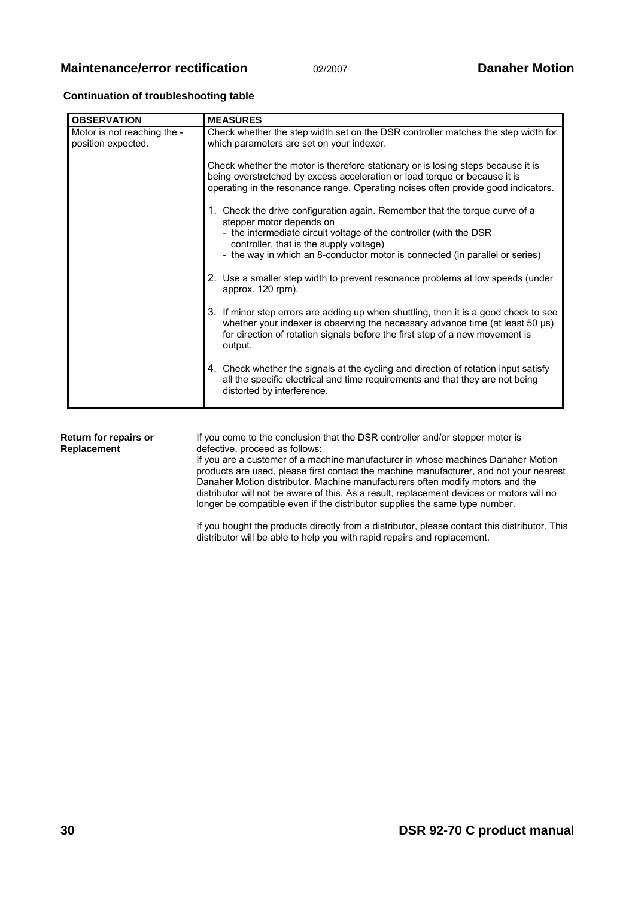**Continuation of troubleshooting table**

| OBSERVATION | MEASURES |
|---|---|
| Motor is not reaching the - position expected. | Check whether the step width set on the DSR controller matches the step width for which parameters are set on your indexer.<br><br>Check whether the motor is therefore stationary or is losing steps because it is being overstretched by excess acceleration or load torque or because it is operating in the resonance range. Operating noises often provide good indicators.<br><br>1. Check the drive configuration again. Remember that the torque curve of a stepper motor depends on<br>- the intermediate circuit voltage of the controller (with the DSR controller, that is the supply voltage)<br>- the way in which an 8-conductor motor is connected (in parallel or series)<br><br>2. Use a smaller step width to prevent resonance problems at low speeds (under approx. 120 rpm).<br><br>3. If minor step errors are adding up when shuttling, then it is a good check to see whether your indexer is observing the necessary advance time (at least 50 µs) for direction of rotation signals before the first step of a new movement is output.<br><br>4. Check whether the signals at the cycling and direction of rotation input satisfy all the specific electrical and time requirements and that they are not being distorted by interference. |

**Return for repairs or Replacement**

If you come to the conclusion that the DSR controller and/or stepper motor is defective, proceed as follows:
If you are a customer of a machine manufacturer in whose machines Danaher Motion products are used, please first contact the machine manufacturer, and not your nearest Danaher Motion distributor. Machine manufacturers often modify motors and the distributor will not be aware of this. As a result, replacement devices or motors will no longer be compatible even if the distributor supplies the same type number.

If you bought the products directly from a distributor, please contact this distributor. This distributor will be able to help you with rapid repairs and replacement.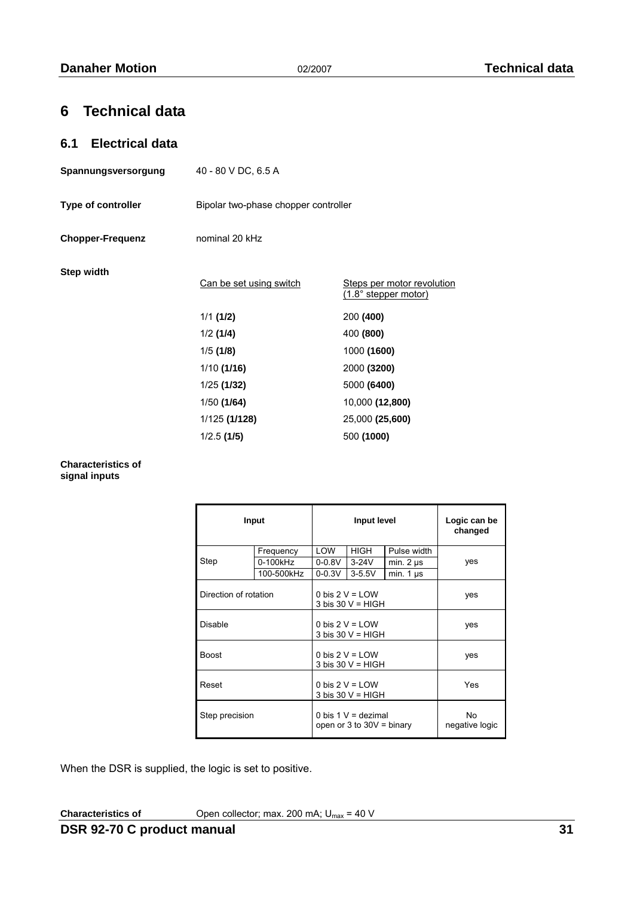# 6 Technical data

## 6.1 Electrical data

**Spannungsversorgung** 40 - 80 V DC, 6.5 A

**Type of controller** Bipolar two-phase chopper controller

**Chopper-Frequenz** nominal 20 kHz

**Step width**

| Can be set using switch | Steps per motor revolution (1.8° stepper motor) |
|---|---|
| 1/1 **(1/2)** | 200 **(400)** |
| 1/2 **(1/4)** | 400 **(800)** |
| 1/5 **(1/8)** | 1000 **(1600)** |
| 1/10 **(1/16)** | 2000 **(3200)** |
| 1/25 **(1/32)** | 5000 **(6400)** |
| 1/50 **(1/64)** | 10,000 **(12,800)** |
| 1/125 **(1/128)** | 25,000 **(25,600)** |
| 1/2.5 **(1/5)** | 500 **(1000)** |

**Characteristics of signal inputs**

| Input | | Input level | | | Logic can be changed |
|---|---|---|---|---|---|
| Step | Frequency | LOW | HIGH | Pulse width | yes |
| | 0-100kHz | 0-0.8V | 3-24V | min. 2 µs | |
| | 100-500kHz | 0-0.3V | 3-5.5V | min. 1 µs | |
| Direction of rotation | | 0 bis 2 V = LOW<br>3 bis 30 V = HIGH | | | yes |
| Disable | | 0 bis 2 V = LOW<br>3 bis 30 V = HIGH | | | yes |
| Boost | | 0 bis 2 V = LOW<br>3 bis 30 V = HIGH | | | yes |
| Reset | | 0 bis 2 V = LOW<br>3 bis 30 V = HIGH | | | Yes |
| Step precision | | 0 bis 1 V = dezimal<br>open or 3 to 30V = binary | | | No<br>negative logic |

When the DSR is supplied, the logic is set to positive.

**Characteristics of** Open collector; max. 200 mA; $U_{max}$ = 40 V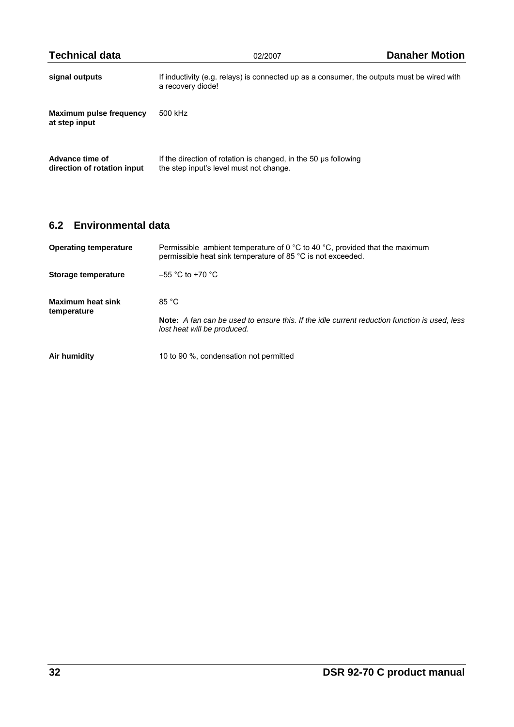| | |
|---|---|
| **signal outputs** | If inductivity (e.g. relays) is connected up as a consumer, the outputs must be wired with a recovery diode! |
| **Maximum pulse frequency at step input** | 500 kHz |
| **Advance time of direction of rotation input** | If the direction of rotation is changed, in the 50 µs following the step input's level must not change. |

## 6.2 Environmental data

| | |
|---|---|
| **Operating temperature** | Permissible ambient temperature of 0 °C to 40 °C, provided that the maximum permissible heat sink temperature of 85 °C is not exceeded. |
| **Storage temperature** | –55 °C to +70 °C |
| **Maximum heat sink temperature** | 85 °C<br><br>**Note:** *A fan can be used to ensure this. If the idle current reduction function is used, less lost heat will be produced.* |
| **Air humidity** | 10 to 90 %, condensation not permitted |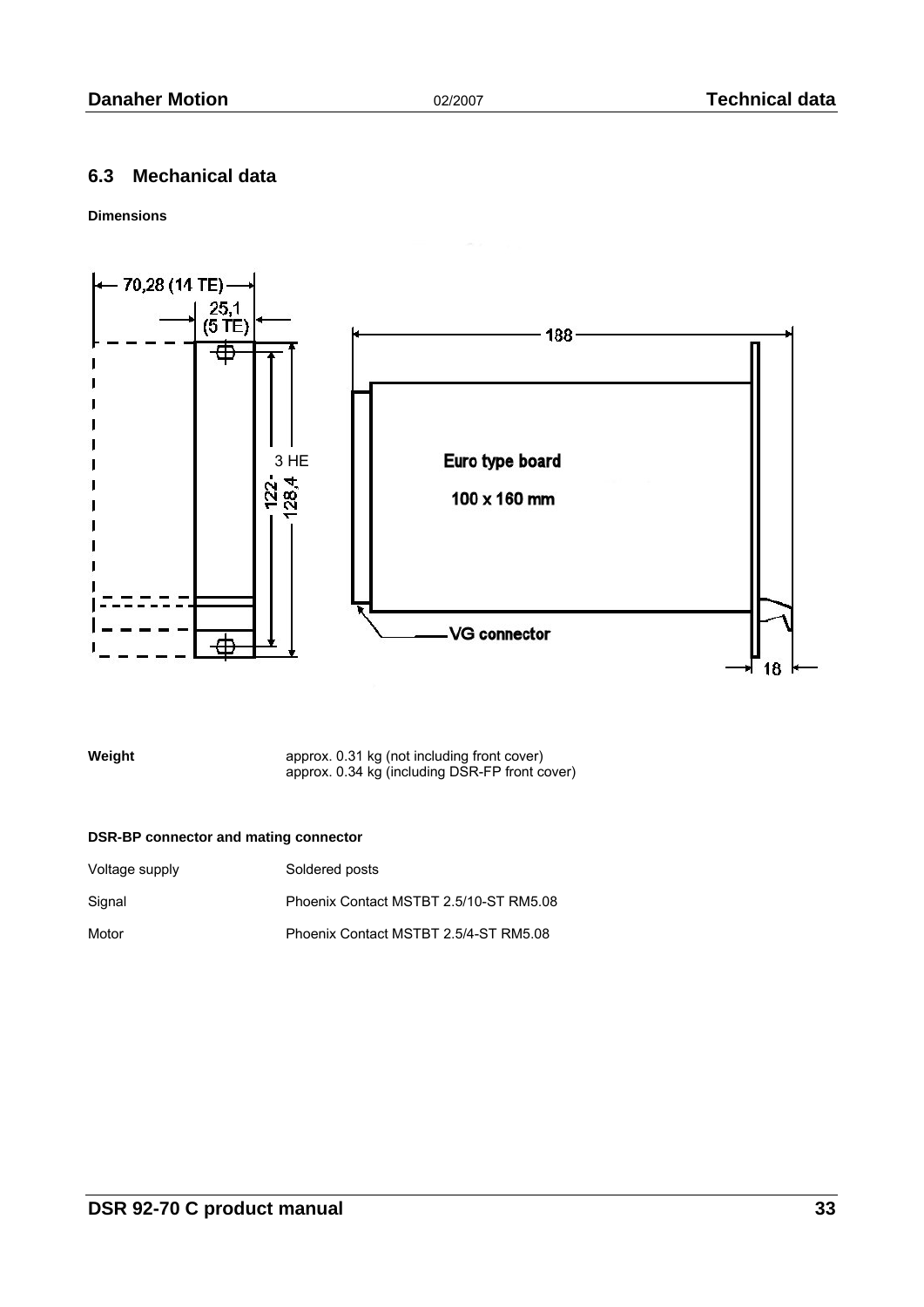## 6.3 Mechanical data

**Dimensions**

**Weight**

approx. 0.31 kg (not including front cover)
approx. 0.34 kg (including DSR-FP front cover)

**DSR-BP connector and mating connector**

| | |
|---|---|
| Voltage supply | Soldered posts |
| Signal | Phoenix Contact MSTBT 2.5/10-ST RM5.08 |
| Motor | Phoenix Contact MSTBT 2.5/4-ST RM5.08 |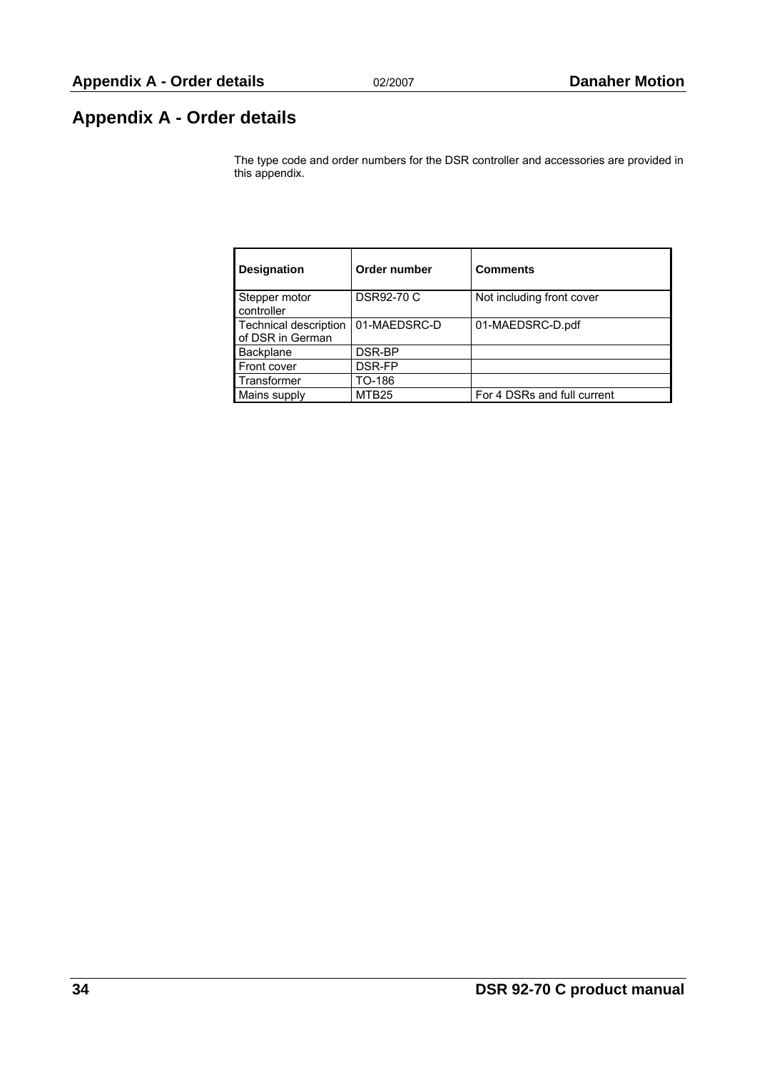# Appendix A - Order details

The type code and order numbers for the DSR controller and accessories are provided in this appendix.

| Designation | Order number | Comments |
| --- | --- | --- |
| Stepper motor controller | DSR92-70 C | Not including front cover |
| Technical description of DSR in German | 01-MAEDSRC-D | 01-MAEDSRC-D.pdf |
| Backplane | DSR-BP | |
| Front cover | DSR-FP | |
| Transformer | TO-186 | |
| Mains supply | MTB25 | For 4 DSRs and full current |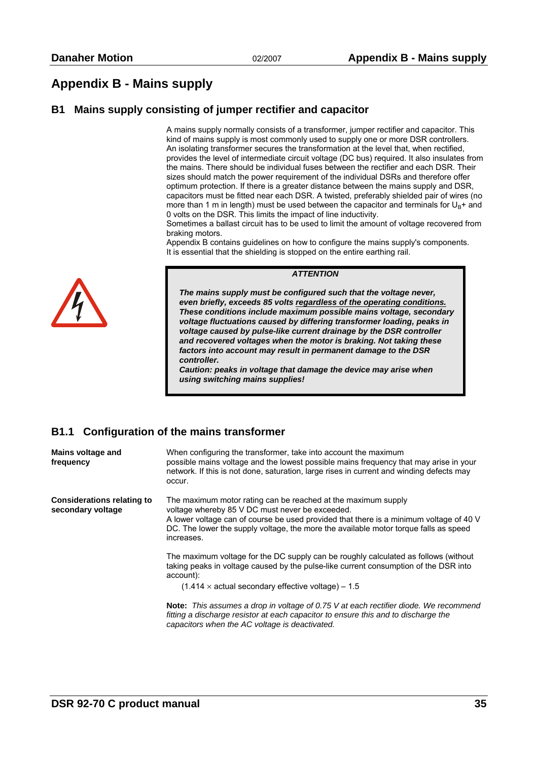# Appendix B - Mains supply

## B1 Mains supply consisting of jumper rectifier and capacitor

A mains supply normally consists of a transformer, jumper rectifier and capacitor. This kind of mains supply is most commonly used to supply one or more DSR controllers. An isolating transformer secures the transformation at the level that, when rectified, provides the level of intermediate circuit voltage (DC bus) required. It also insulates from the mains. There should be individual fuses between the rectifier and each DSR. Their sizes should match the power requirement of the individual DSRs and therefore offer optimum protection. If there is a greater distance between the mains supply and DSR, capacitors must be fitted near each DSR. A twisted, preferably shielded pair of wires (no more than 1 m in length) must be used between the capacitor and terminals for $U_B$+ and 0 volts on the DSR. This limits the impact of line inductivity.

Sometimes a ballast circuit has to be used to limit the amount of voltage recovered from braking motors.

Appendix B contains guidelines on how to configure the mains supply's components.

It is essential that the shielding is stopped on the entire earthing rail.

> ***ATTENTION***
>
> ***The mains supply must be configured such that the voltage never, even briefly, exceeds 85 volts <u>regardless of the operating conditions.</u> These conditions include maximum possible mains voltage, secondary voltage fluctuations caused by differing transformer loading, peaks in voltage caused by pulse-like current drainage by the DSR controller and recovered voltages when the motor is braking. Not taking these factors into account may result in permanent damage to the DSR controller.***
>
> ***Caution: peaks in voltage that damage the device may arise when using switching mains supplies!***

### B1.1 Configuration of the mains transformer

**Mains voltage and frequency**

When configuring the transformer, take into account the maximum possible mains voltage and the lowest possible mains frequency that may arise in your network. If this is not done, saturation, large rises in current and winding defects may occur.

**Considerations relating to secondary voltage**

The maximum motor rating can be reached at the maximum supply voltage whereby 85 V DC must never be exceeded.

A lower voltage can of course be used provided that there is a minimum voltage of 40 V DC. The lower the supply voltage, the more the available motor torque falls as speed increases.

The maximum voltage for the DC supply can be roughly calculated as follows (without taking peaks in voltage caused by the pulse-like current consumption of the DSR into account):

$$(1.414 \times \text{actual secondary effective voltage}) - 1.5$$

**Note:** *This assumes a drop in voltage of 0.75 V at each rectifier diode. We recommend fitting a discharge resistor at each capacitor to ensure this and to discharge the capacitors when the AC voltage is deactivated.*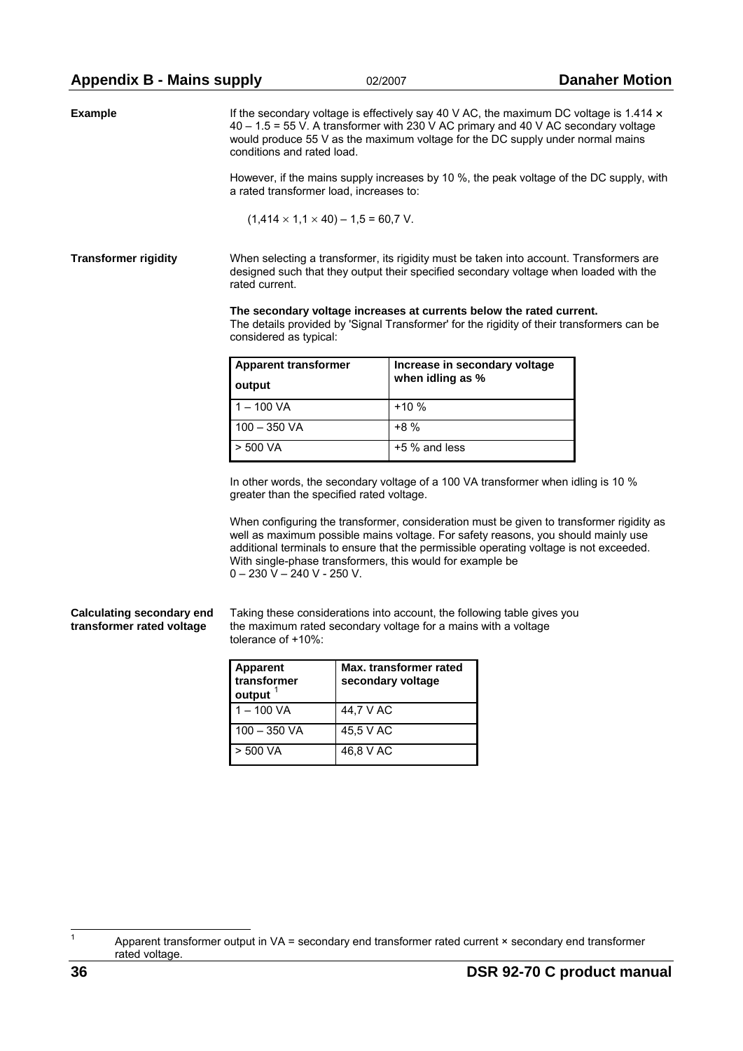**Example**

If the secondary voltage is effectively say 40 V AC, the maximum DC voltage is 1.414 × 40 – 1.5 = 55 V. A transformer with 230 V AC primary and 40 V AC secondary voltage would produce 55 V as the maximum voltage for the DC supply under normal mains conditions and rated load.

However, if the mains supply increases by 10 %, the peak voltage of the DC supply, with a rated transformer load, increases to:

$(1{,}414 \times 1{,}1 \times 40) - 1{,}5 = 60{,}7$ V.

**Transformer rigidity**

When selecting a transformer, its rigidity must be taken into account. Transformers are designed such that they output their specified secondary voltage when loaded with the rated current.

**The secondary voltage increases at currents below the rated current.**
The details provided by 'Signal Transformer' for the rigidity of their transformers can be considered as typical:

| Apparent transformer output | Increase in secondary voltage when idling as % |
|---|---|
| 1 – 100 VA | +10 % |
| 100 – 350 VA | +8 % |
| > 500 VA | +5 % and less |

In other words, the secondary voltage of a 100 VA transformer when idling is 10 % greater than the specified rated voltage.

When configuring the transformer, consideration must be given to transformer rigidity as well as maximum possible mains voltage. For safety reasons, you should mainly use additional terminals to ensure that the permissible operating voltage is not exceeded. With single-phase transformers, this would for example be
0 – 230 V – 240 V - 250 V.

**Calculating secondary end transformer rated voltage**

Taking these considerations into account, the following table gives you the maximum rated secondary voltage for a mains with a voltage tolerance of +10%:

| Apparent transformer output [1] | Max. transformer rated secondary voltage |
|---|---|
| 1 – 100 VA | 44,7 V AC |
| 100 – 350 VA | 45,5 V AC |
| > 500 VA | 46,8 V AC |

[1] Apparent transformer output in VA = secondary end transformer rated current × secondary end transformer rated voltage.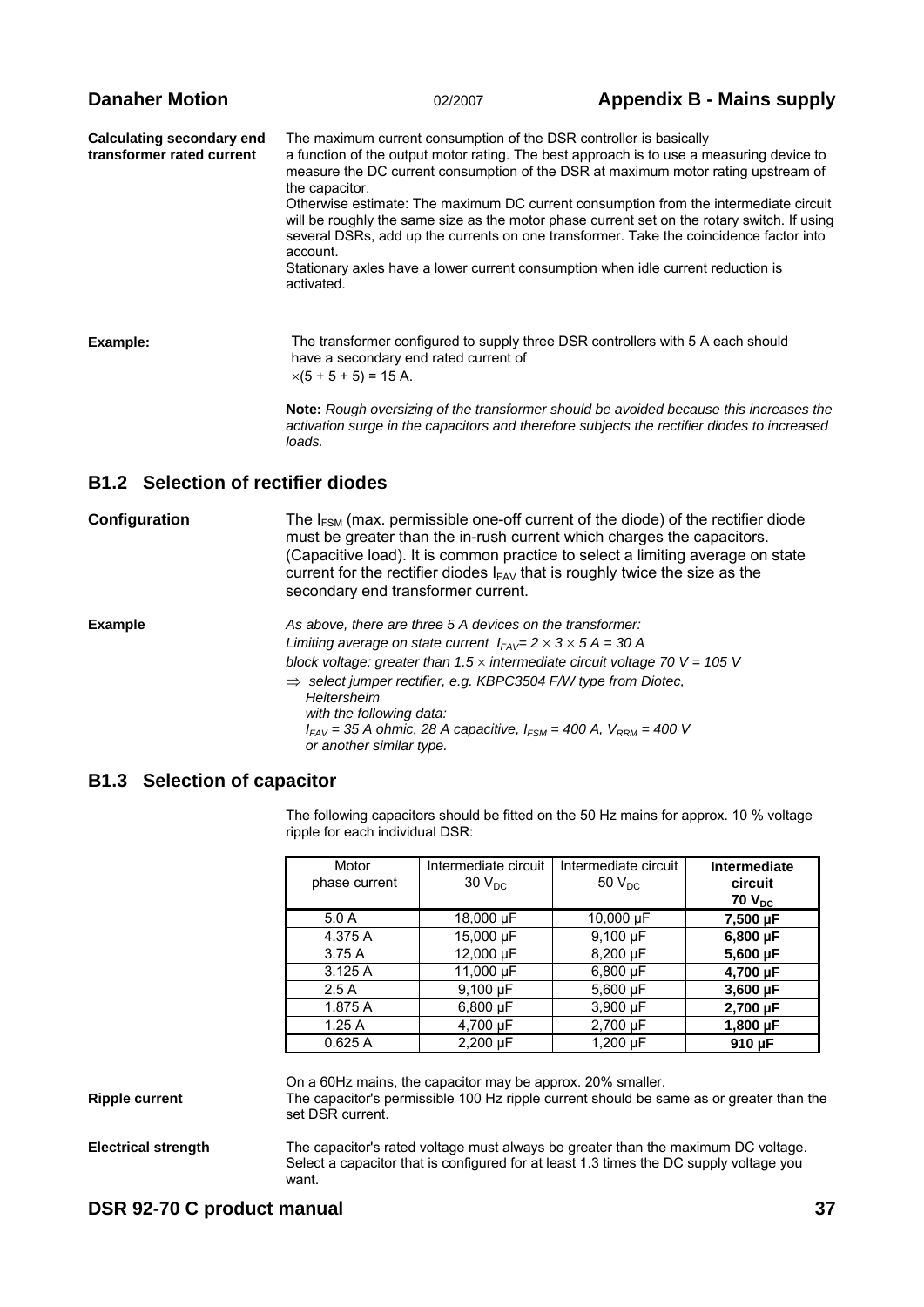**Calculating secondary end transformer rated current**

The maximum current consumption of the DSR controller is basically a function of the output motor rating. The best approach is to use a measuring device to measure the DC current consumption of the DSR at maximum motor rating upstream of the capacitor.
Otherwise estimate: The maximum DC current consumption from the intermediate circuit will be roughly the same size as the motor phase current set on the rotary switch. If using several DSRs, add up the currents on one transformer. Take the coincidence factor into account.
Stationary axles have a lower current consumption when idle current reduction is activated.

**Example:**

The transformer configured to supply three DSR controllers with 5 A each should have a secondary end rated current of
$\times(5 + 5 + 5) = 15$ A.

**Note:** *Rough oversizing of the transformer should be avoided because this increases the activation surge in the capacitors and therefore subjects the rectifier diodes to increased loads.*

## B1.2 Selection of rectifier diodes

**Configuration**

The $I_{FSM}$ (max. permissible one-off current of the diode) of the rectifier diode must be greater than the in-rush current which charges the capacitors. (Capacitive load). It is common practice to select a limiting average on state current for the rectifier diodes $I_{FAV}$ that is roughly twice the size as the secondary end transformer current.

**Example**

*As above, there are three 5 A devices on the transformer:*
*Limiting average on state current* $I_{FAV} = 2 \times 3 \times 5\ A = 30\ A$
*block voltage: greater than* $1.5 \times$ *intermediate circuit voltage 70 V = 105 V*
$\Rightarrow$ *select jumper rectifier, e.g. KBPC3504 F/W type from Diotec, Heitersheim*
*with the following data:*
$I_{FAV} = 35$ *A ohmic, 28 A capacitive,* $I_{FSM} = 400$ *A,* $V_{RRM} = 400$ *V*
*or another similar type.*

## B1.3 Selection of capacitor

The following capacitors should be fitted on the 50 Hz mains for approx. 10 % voltage ripple for each individual DSR:

| Motor phase current | Intermediate circuit 30 $V_{DC}$ | Intermediate circuit 50 $V_{DC}$ | **Intermediate circuit 70 $V_{DC}$** |
|---|---|---|---|
| 5.0 A | 18,000 µF | 10,000 µF | **7,500 µF** |
| 4.375 A | 15,000 µF | 9,100 µF | **6,800 µF** |
| 3.75 A | 12,000 µF | 8,200 µF | **5,600 µF** |
| 3.125 A | 11,000 µF | 6,800 µF | **4,700 µF** |
| 2.5 A | 9,100 µF | 5,600 µF | **3,600 µF** |
| 1.875 A | 6,800 µF | 3,900 µF | **2,700 µF** |
| 1.25 A | 4,700 µF | 2,700 µF | **1,800 µF** |
| 0.625 A | 2,200 µF | 1,200 µF | **910 µF** |

On a 60Hz mains, the capacitor may be approx. 20% smaller.

**Ripple current**

The capacitor's permissible 100 Hz ripple current should be same as or greater than the set DSR current.

**Electrical strength**

The capacitor's rated voltage must always be greater than the maximum DC voltage. Select a capacitor that is configured for at least 1.3 times the DC supply voltage you want.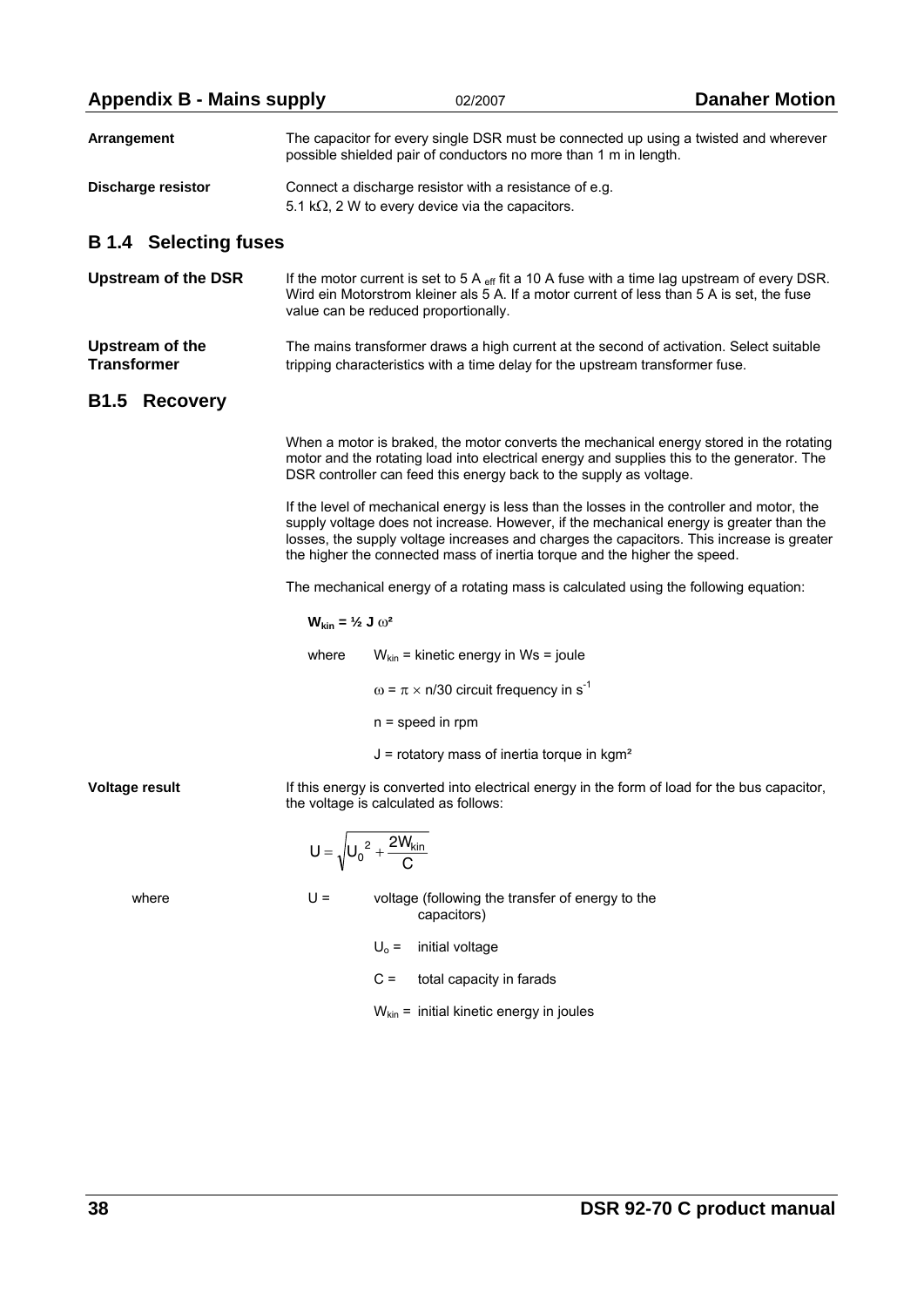**Arrangement**

The capacitor for every single DSR must be connected up using a twisted and wherever possible shielded pair of conductors no more than 1 m in length.

**Discharge resistor**

Connect a discharge resistor with a resistance of e.g. 5.1 kΩ, 2 W to every device via the capacitors.

## B 1.4 Selecting fuses

**Upstream of the DSR**

If the motor current is set to 5 $A_{eff}$ fit a 10 A fuse with a time lag upstream of every DSR. Wird ein Motorstrom kleiner als 5 A. If a motor current of less than 5 A is set, the fuse value can be reduced proportionally.

**Upstream of the Transformer**

The mains transformer draws a high current at the second of activation. Select suitable tripping characteristics with a time delay for the upstream transformer fuse.

## B1.5 Recovery

When a motor is braked, the motor converts the mechanical energy stored in the rotating motor and the rotating load into electrical energy and supplies this to the generator. The DSR controller can feed this energy back to the supply as voltage.

If the level of mechanical energy is less than the losses in the controller and motor, the supply voltage does not increase. However, if the mechanical energy is greater than the losses, the supply voltage increases and charges the capacitors. This increase is greater the higher the connected mass of inertia torque and the higher the speed.

The mechanical energy of a rotating mass is calculated using the following equation:

$$\mathbf{W_{kin} = \tfrac{1}{2}\, J\, \omega^2}$$

where $W_{kin}$ = kinetic energy in Ws = joule

$\omega = \pi \times n/30$ circuit frequency in $s^{-1}$

n = speed in rpm

J = rotatory mass of inertia torque in kgm²

**Voltage result**

If this energy is converted into electrical energy in the form of load for the bus capacitor, the voltage is calculated as follows:

$$U = \sqrt{U_0^{\,2} + \frac{2W_{kin}}{C}}$$

where

U = voltage (following the transfer of energy to the capacitors)

$U_o$ = initial voltage

C = total capacity in farads

$W_{kin}$ = initial kinetic energy in joules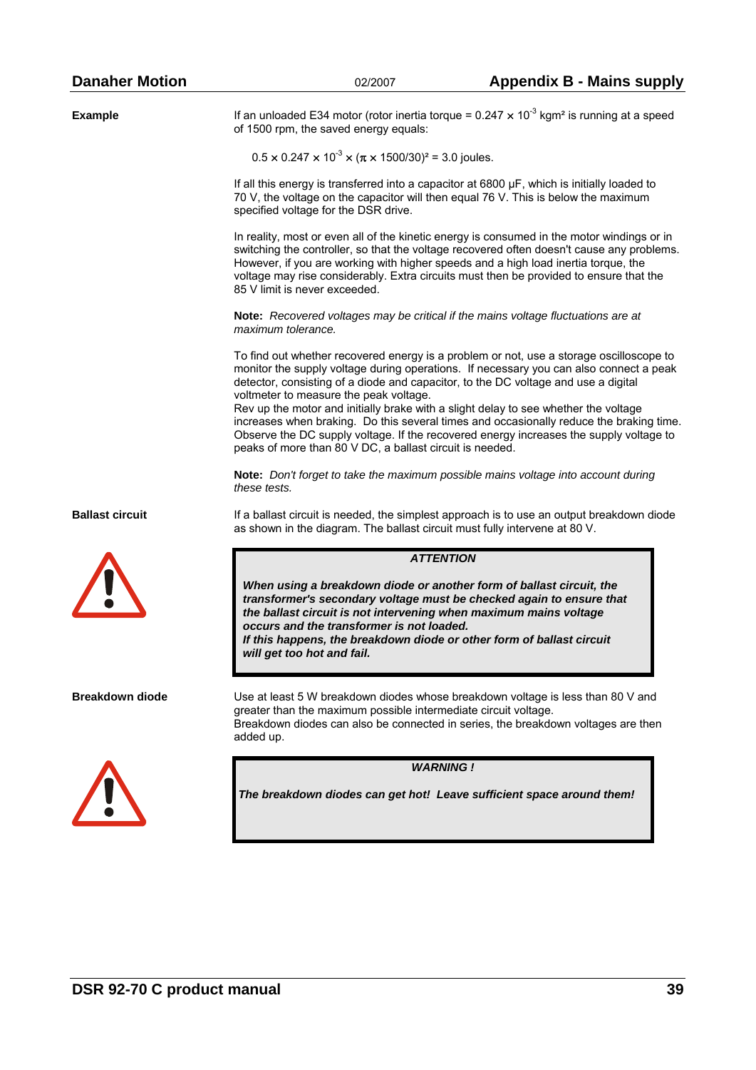**Example**

If an unloaded E34 motor (rotor inertia torque = $0.247 \times 10^{-3}$ kgm² is running at a speed of 1500 rpm, the saved energy equals:

$$0.5 \times 0.247 \times 10^{-3} \times (\pi \times 1500/30)^2 = 3.0 \text{ joules.}$$

If all this energy is transferred into a capacitor at 6800 µF, which is initially loaded to 70 V, the voltage on the capacitor will then equal 76 V. This is below the maximum specified voltage for the DSR drive.

In reality, most or even all of the kinetic energy is consumed in the motor windings or in switching the controller, so that the voltage recovered often doesn't cause any problems. However, if you are working with higher speeds and a high load inertia torque, the voltage may rise considerably. Extra circuits must then be provided to ensure that the 85 V limit is never exceeded.

**Note:** *Recovered voltages may be critical if the mains voltage fluctuations are at maximum tolerance.*

To find out whether recovered energy is a problem or not, use a storage oscilloscope to monitor the supply voltage during operations. If necessary you can also connect a peak detector, consisting of a diode and capacitor, to the DC voltage and use a digital voltmeter to measure the peak voltage.
Rev up the motor and initially brake with a slight delay to see whether the voltage increases when braking. Do this several times and occasionally reduce the braking time. Observe the DC supply voltage. If the recovered energy increases the supply voltage to peaks of more than 80 V DC, a ballast circuit is needed.

**Note:** *Don't forget to take the maximum possible mains voltage into account during these tests.*

**Ballast circuit**

If a ballast circuit is needed, the simplest approach is to use an output breakdown diode as shown in the diagram. The ballast circuit must fully intervene at 80 V.

> ***ATTENTION***
>
> ***When using a breakdown diode or another form of ballast circuit, the transformer's secondary voltage must be checked again to ensure that the ballast circuit is not intervening when maximum mains voltage occurs and the transformer is not loaded.***
> ***If this happens, the breakdown diode or other form of ballast circuit will get too hot and fail.***

**Breakdown diode**

Use at least 5 W breakdown diodes whose breakdown voltage is less than 80 V and greater than the maximum possible intermediate circuit voltage.
Breakdown diodes can also be connected in series, the breakdown voltages are then added up.

> ***WARNING !***
>
> ***The breakdown diodes can get hot! Leave sufficient space around them!***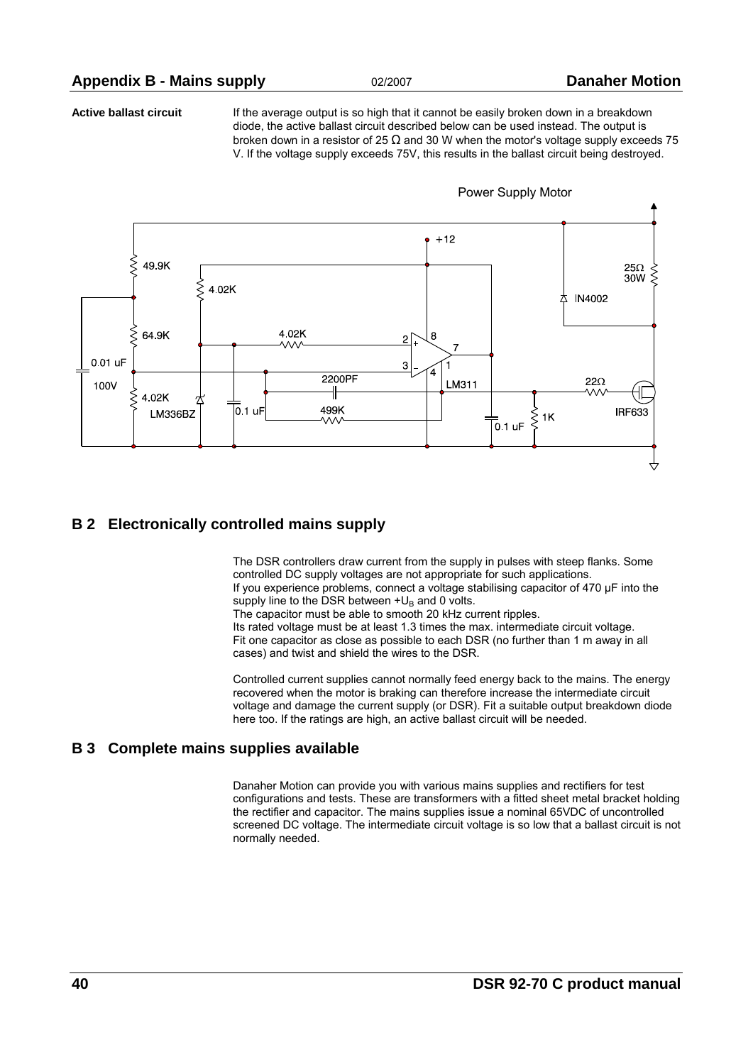**Active ballast circuit**

If the average output is so high that it cannot be easily broken down in a breakdown diode, the active ballast circuit described below can be used instead. The output is broken down in a resistor of 25 Ω and 30 W when the motor's voltage supply exceeds 75 V. If the voltage supply exceeds 75V, this results in the ballast circuit being destroyed.

Power Supply Motor

+12

49.9K

4.02K

25Ω 30W

IN4002

64.9K

4.02K

2 8 7

0.01 uF

3 1 4

2200PF

LM311

22Ω

100V

4.02K

LM336BZ

0.1 uF

499K

0.1 uF

1K

IRF633

## B 2 Electronically controlled mains supply

The DSR controllers draw current from the supply in pulses with steep flanks. Some controlled DC supply voltages are not appropriate for such applications.
If you experience problems, connect a voltage stabilising capacitor of 470 µF into the supply line to the DSR between $+U_B$ and 0 volts.
The capacitor must be able to smooth 20 kHz current ripples.
Its rated voltage must be at least 1.3 times the max. intermediate circuit voltage.
Fit one capacitor as close as possible to each DSR (no further than 1 m away in all cases) and twist and shield the wires to the DSR.

Controlled current supplies cannot normally feed energy back to the mains. The energy recovered when the motor is braking can therefore increase the intermediate circuit voltage and damage the current supply (or DSR). Fit a suitable output breakdown diode here too. If the ratings are high, an active ballast circuit will be needed.

## B 3 Complete mains supplies available

Danaher Motion can provide you with various mains supplies and rectifiers for test configurations and tests. These are transformers with a fitted sheet metal bracket holding the rectifier and capacitor. The mains supplies issue a nominal 65VDC of uncontrolled screened DC voltage. The intermediate circuit voltage is so low that a ballast circuit is not normally needed.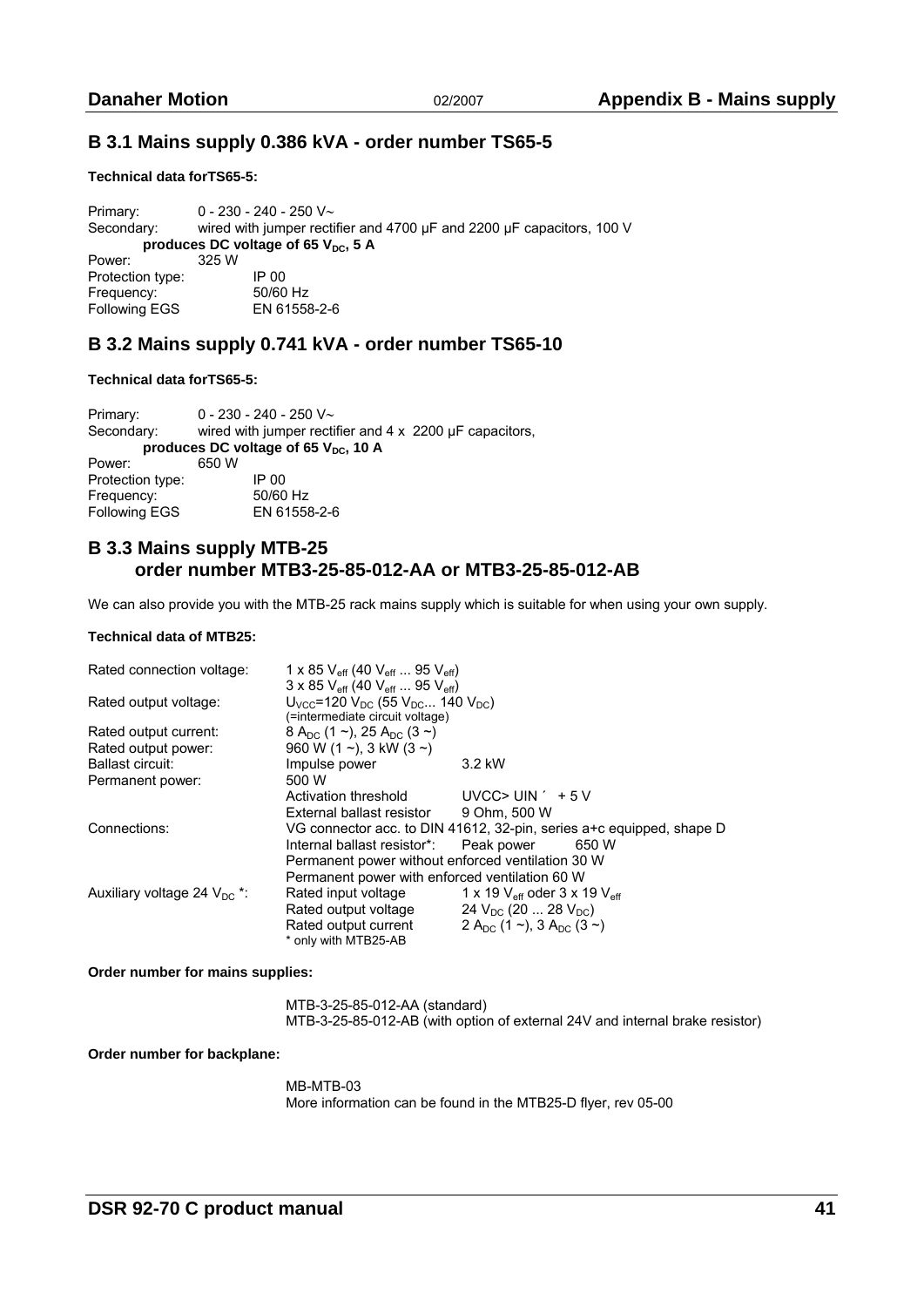## B 3.1 Mains supply 0.386 kVA - order number TS65-5

**Technical data forTS65-5:**

Primary: 0 - 230 - 240 - 250 V~
Secondary: wired with jumper rectifier and 4700 µF and 2200 µF capacitors, 100 V
**produces DC voltage of 65 $V_{DC}$, 5 A**
Power: 325 W
Protection type: IP 00
Frequency: 50/60 Hz
Following EGS EN 61558-2-6

## B 3.2 Mains supply 0.741 kVA - order number TS65-10

**Technical data forTS65-5:**

Primary: 0 - 230 - 240 - 250 V~
Secondary: wired with jumper rectifier and 4 x 2200 µF capacitors,
**produces DC voltage of 65 $V_{DC}$, 10 A**
Power: 650 W
Protection type: IP 00
Frequency: 50/60 Hz
Following EGS EN 61558-2-6

## B 3.3 Mains supply MTB-25 order number MTB3-25-85-012-AA or MTB3-25-85-012-AB

We can also provide you with the MTB-25 rack mains supply which is suitable for when using your own supply.

**Technical data of MTB25:**

| | | |
|---|---|---|
| Rated connection voltage: | 1 x 85 $V_{eff}$ (40 $V_{eff}$ ... 95 $V_{eff}$)<br>3 x 85 $V_{eff}$ (40 $V_{eff}$ ... 95 $V_{eff}$) | |
| Rated output voltage: | $U_{VCC}$=120 $V_{DC}$ (55 $V_{DC}$... 140 $V_{DC}$)<br>(=intermediate circuit voltage) | |
| Rated output current: | 8 $A_{DC}$ (1 ~), 25 $A_{DC}$ (3 ~) | |
| Rated output power: | 960 W (1 ~), 3 kW (3 ~) | |
| Ballast circuit: | Impulse power | 3.2 kW |
| Permanent power: | 500 W | |
| | Activation threshold | UVCC> UIN ´ + 5 V |
| | External ballast resistor | 9 Ohm, 500 W |
| Connections: | VG connector acc. to DIN 41612, 32-pin, series a+c equipped, shape D | |
| | Internal ballast resistor*: Peak power | 650 W |
| | Permanent power without enforced ventilation 30 W | |
| | Permanent power with enforced ventilation 60 W | |
| Auxiliary voltage 24 $V_{DC}$ *: | Rated input voltage | 1 x 19 $V_{eff}$ oder 3 x 19 $V_{eff}$ |
| | Rated output voltage | 24 $V_{DC}$ (20 ... 28 $V_{DC}$) |
| | Rated output current | 2 $A_{DC}$ (1 ~), 3 $A_{DC}$ (3 ~) |
| | * only with MTB25-AB | |

**Order number for mains supplies:**

MTB-3-25-85-012-AA (standard)
MTB-3-25-85-012-AB (with option of external 24V and internal brake resistor)

**Order number for backplane:**

MB-MTB-03
More information can be found in the MTB25-D flyer, rev 05-00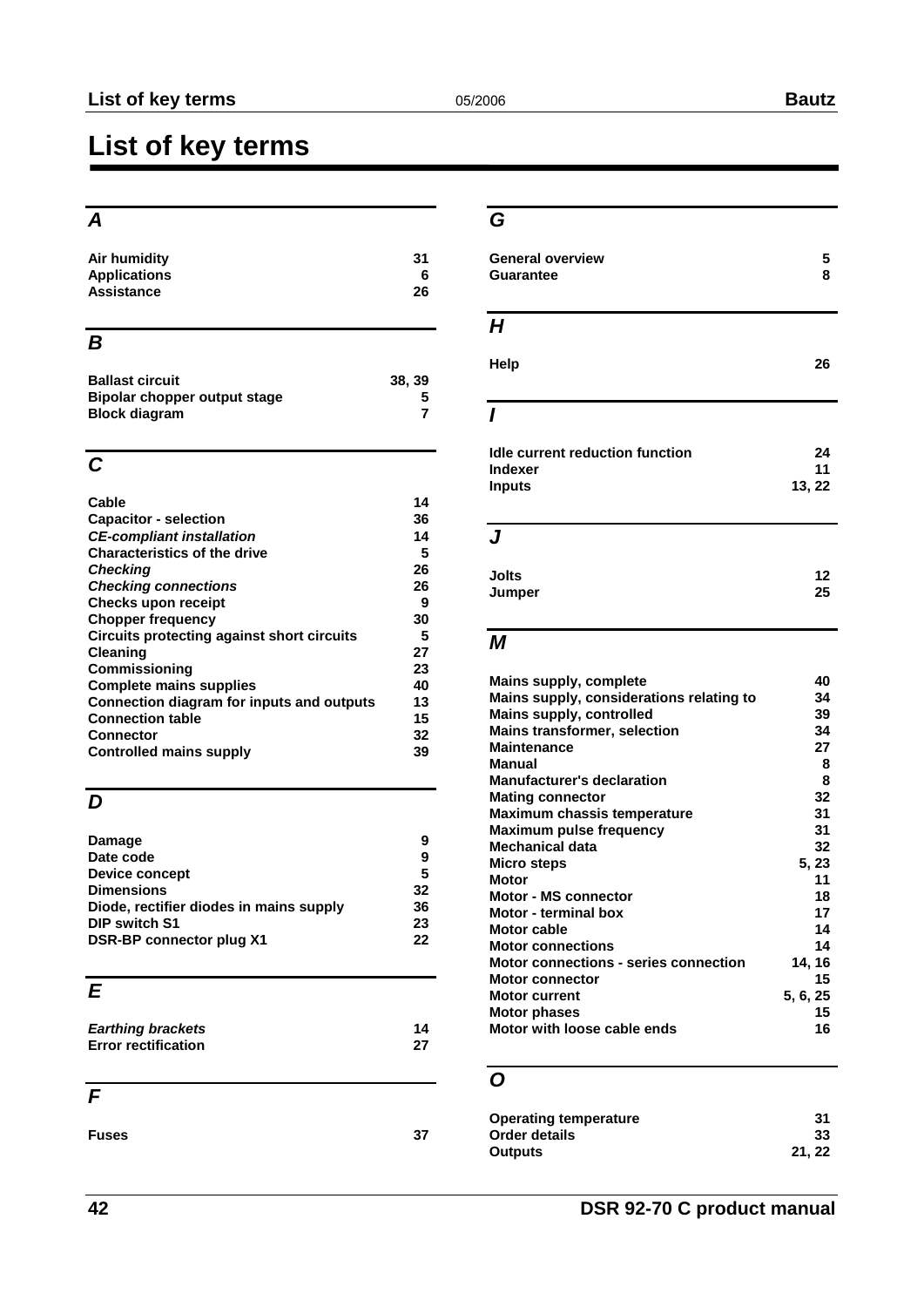# List of key terms

## A

| | |
|---|---|
| **Air humidity** | **31** |
| **Applications** | **6** |
| **Assistance** | **26** |

## B

| | |
|---|---|
| **Ballast circuit** | **38, 39** |
| **Bipolar chopper output stage** | **5** |
| **Block diagram** | **7** |

## C

| | |
|---|---|
| **Cable** | **14** |
| **Capacitor - selection** | **36** |
| ***CE-compliant installation*** | **14** |
| **Characteristics of the drive** | **5** |
| ***Checking*** | **26** |
| ***Checking connections*** | **26** |
| **Checks upon receipt** | **9** |
| **Chopper frequency** | **30** |
| **Circuits protecting against short circuits** | **5** |
| **Cleaning** | **27** |
| **Commissioning** | **23** |
| **Complete mains supplies** | **40** |
| **Connection diagram for inputs and outputs** | **13** |
| **Connection table** | **15** |
| **Connector** | **32** |
| **Controlled mains supply** | **39** |

## D

| | |
|---|---|
| **Damage** | **9** |
| **Date code** | **9** |
| **Device concept** | **5** |
| **Dimensions** | **32** |
| **Diode, rectifier diodes in mains supply** | **36** |
| **DIP switch S1** | **23** |
| **DSR-BP connector plug X1** | **22** |

## E

| | |
|---|---|
| ***Earthing brackets*** | **14** |
| **Error rectification** | **27** |

## F

| | |
|---|---|
| **Fuses** | **37** |

## G

| | |
|---|---|
| **General overview** | **5** |
| **Guarantee** | **8** |

## H

| | |
|---|---|
| **Help** | **26** |

## I

| | |
|---|---|
| **Idle current reduction function** | **24** |
| **Indexer** | **11** |
| **Inputs** | **13, 22** |

## J

| | |
|---|---|
| **Jolts** | **12** |
| **Jumper** | **25** |

## M

| | |
|---|---|
| **Mains supply, complete** | **40** |
| **Mains supply, considerations relating to** | **34** |
| **Mains supply, controlled** | **39** |
| **Mains transformer, selection** | **34** |
| **Maintenance** | **27** |
| **Manual** | **8** |
| **Manufacturer's declaration** | **8** |
| **Mating connector** | **32** |
| **Maximum chassis temperature** | **31** |
| **Maximum pulse frequency** | **31** |
| **Mechanical data** | **32** |
| **Micro steps** | **5, 23** |
| **Motor** | **11** |
| **Motor - MS connector** | **18** |
| **Motor - terminal box** | **17** |
| **Motor cable** | **14** |
| **Motor connections** | **14** |
| **Motor connections - series connection** | **14, 16** |
| **Motor connector** | **15** |
| **Motor current** | **5, 6, 25** |
| **Motor phases** | **15** |
| **Motor with loose cable ends** | **16** |

## O

| | |
|---|---|
| **Operating temperature** | **31** |
| **Order details** | **33** |
| **Outputs** | **21, 22** |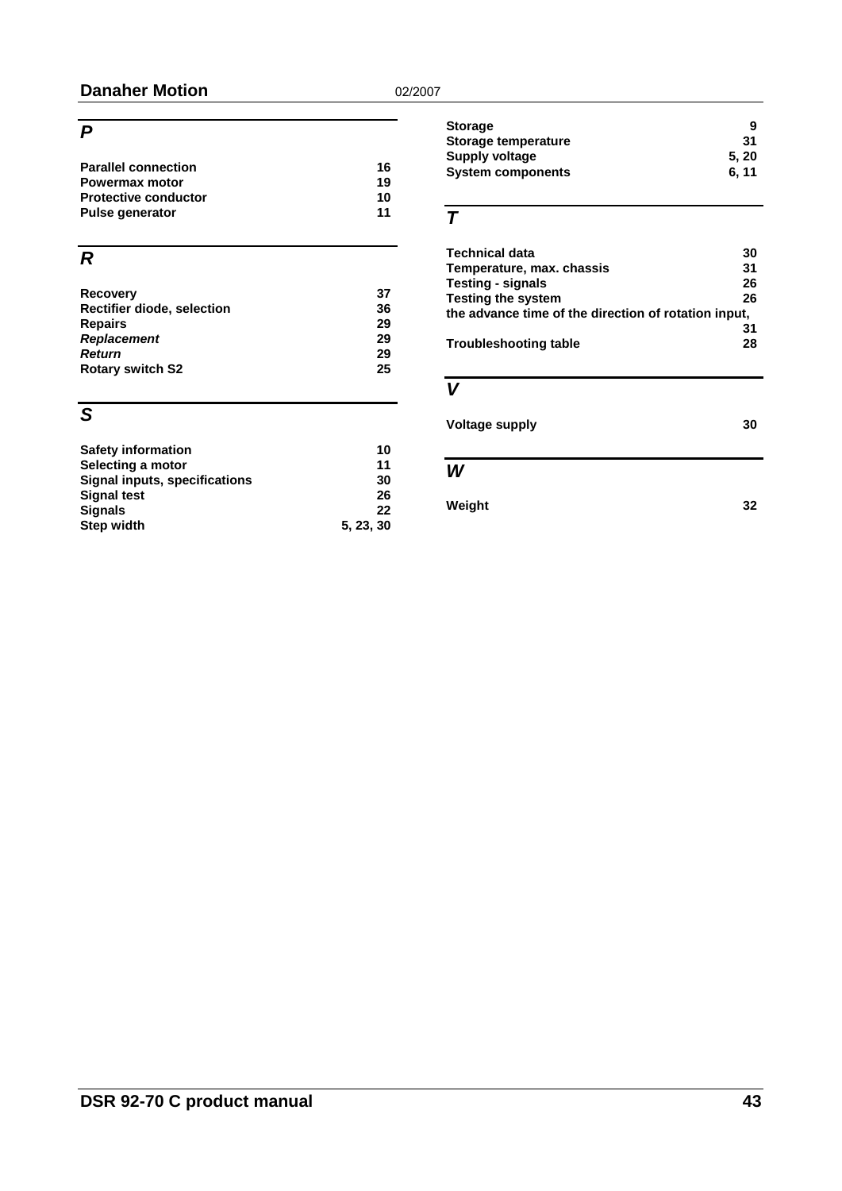## *P*

| | |
|---|---|
| **Parallel connection** | **16** |
| **Powermax motor** | **19** |
| **Protective conductor** | **10** |
| **Pulse generator** | **11** |

## *R*

| | |
|---|---|
| **Recovery** | **37** |
| **Rectifier diode, selection** | **36** |
| **Repairs** | **29** |
| ***Replacement*** | **29** |
| ***Return*** | **29** |
| **Rotary switch S2** | **25** |

## *S*

| | |
|---|---|
| **Safety information** | **10** |
| **Selecting a motor** | **11** |
| **Signal inputs, specifications** | **30** |
| **Signal test** | **26** |
| **Signals** | **22** |
| **Step width** | **5, 23, 30** |
| **Storage** | **9** |
| **Storage temperature** | **31** |
| **Supply voltage** | **5, 20** |
| **System components** | **6, 11** |

## *T*

| | |
|---|---|
| **Technical data** | **30** |
| **Temperature, max. chassis** | **31** |
| **Testing - signals** | **26** |
| **Testing the system** | **26** |
| **the advance time of the direction of rotation input,** | **31** |
| **Troubleshooting table** | **28** |

## *V*

| | |
|---|---|
| **Voltage supply** | **30** |

## *W*

| | |
|---|---|
| **Weight** | **32** |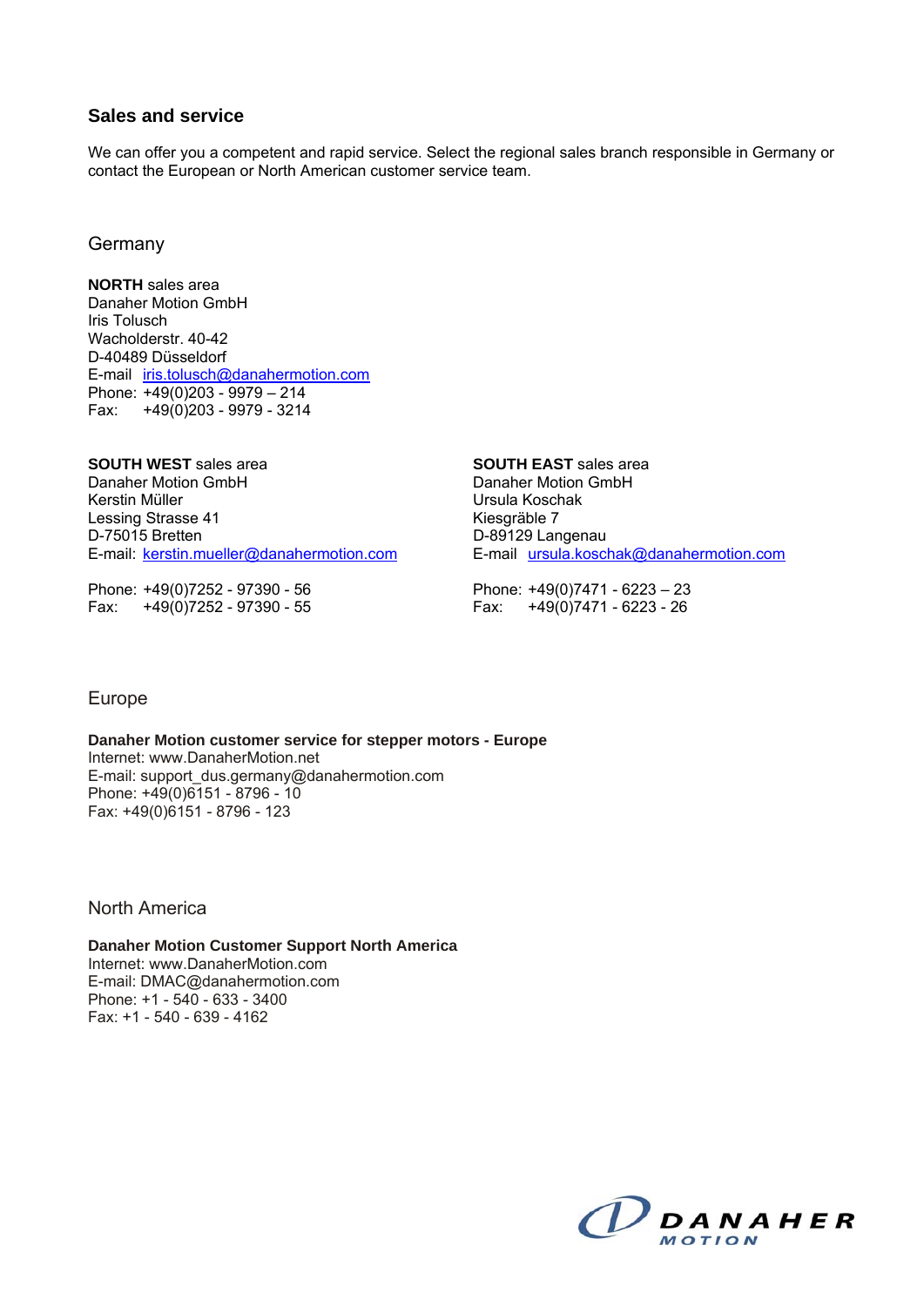## Sales and service

We can offer you a competent and rapid service. Select the regional sales branch responsible in Germany or contact the European or North American customer service team.

### Germany

**NORTH** sales area
Danaher Motion GmbH
Iris Tolusch
Wacholderstr. 40-42
D-40489 Düsseldorf
E-mail iris.tolusch@danahermotion.com
Phone: +49(0)203 - 9979 – 214
Fax: +49(0)203 - 9979 - 3214

**SOUTH WEST** sales area
Danaher Motion GmbH
Kerstin Müller
Lessing Strasse 41
D-75015 Bretten
E-mail: kerstin.mueller@danahermotion.com

Phone: +49(0)7252 - 97390 - 56
Fax: +49(0)7252 - 97390 - 55

**SOUTH EAST** sales area
Danaher Motion GmbH
Ursula Koschak
Kiesgräble 7
D-89129 Langenau
E-mail ursula.koschak@danahermotion.com

Phone: +49(0)7471 - 6223 – 23
Fax: +49(0)7471 - 6223 - 26

### Europe

**Danaher Motion customer service for stepper motors - Europe**
Internet: www.DanaherMotion.net
E-mail: support_dus.germany@danahermotion.com
Phone: +49(0)6151 - 8796 - 10
Fax: +49(0)6151 - 8796 - 123

### North America

**Danaher Motion Customer Support North America**
Internet: www.DanaherMotion.com
E-mail: DMAC@danahermotion.com
Phone: +1 - 540 - 633 - 3400
Fax: +1 - 540 - 639 - 4162

DANAHER MOTION